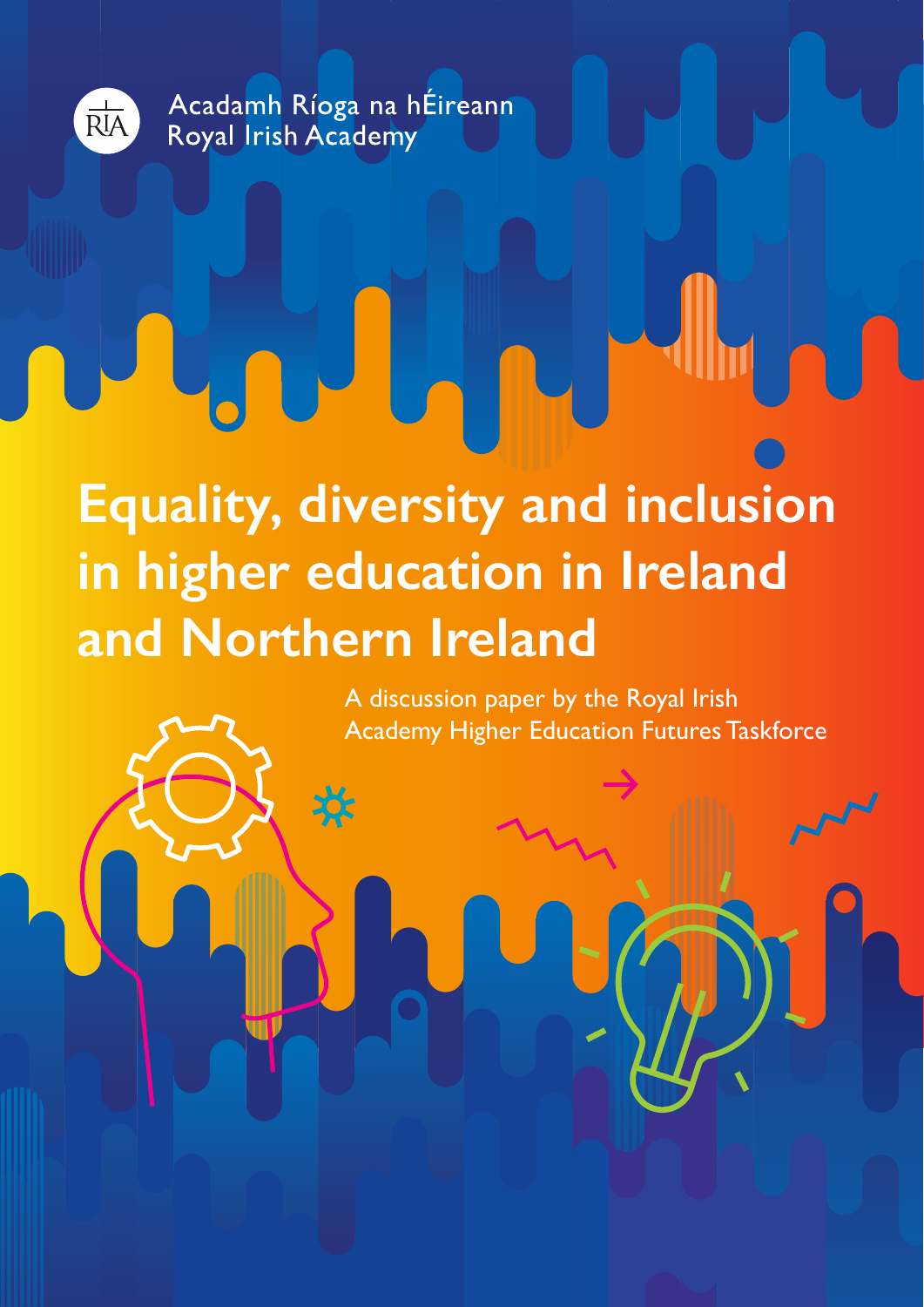Acadamh Ríoga na hÉireann
Royal Irish Academy

# Equality, diversity and inclusion in higher education in Ireland and Northern Ireland

A discussion paper by the Royal Irish Academy Higher Education Futures Taskforce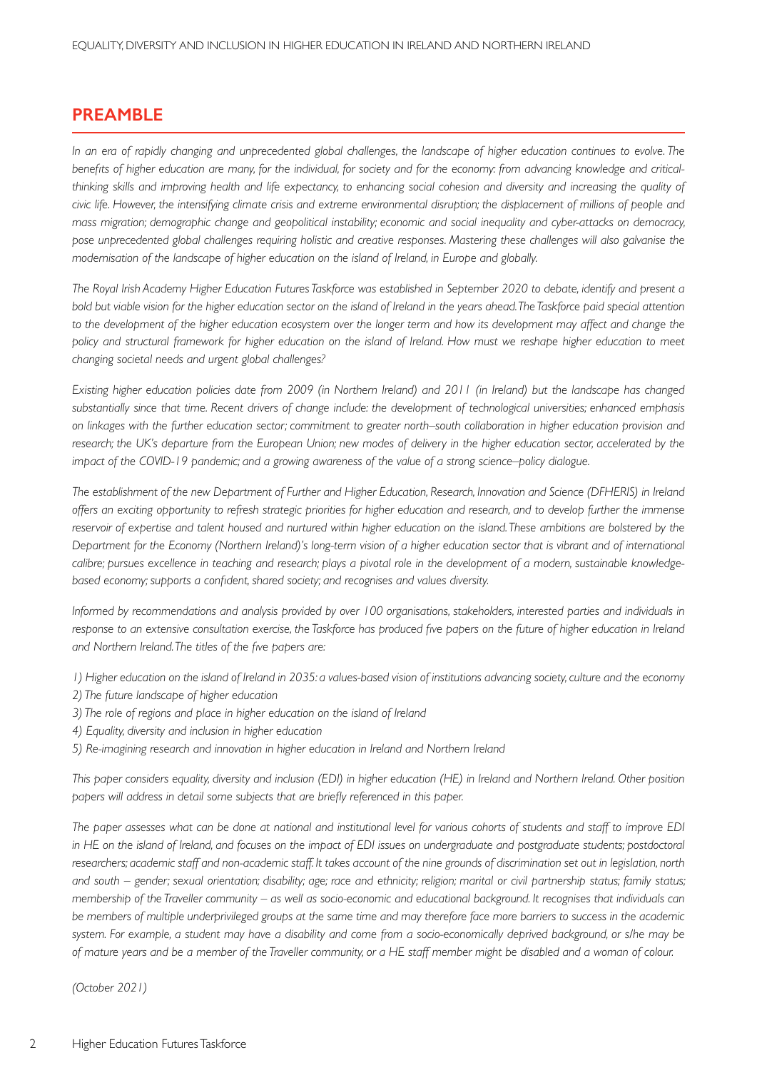## PREAMBLE

*In an era of rapidly changing and unprecedented global challenges, the landscape of higher education continues to evolve. The benefits of higher education are many, for the individual, for society and for the economy: from advancing knowledge and critical-thinking skills and improving health and life expectancy, to enhancing social cohesion and diversity and increasing the quality of civic life. However, the intensifying climate crisis and extreme environmental disruption; the displacement of millions of people and mass migration; demographic change and geopolitical instability; economic and social inequality and cyber-attacks on democracy, pose unprecedented global challenges requiring holistic and creative responses. Mastering these challenges will also galvanise the modernisation of the landscape of higher education on the island of Ireland, in Europe and globally.*

*The Royal Irish Academy Higher Education Futures Taskforce was established in September 2020 to debate, identify and present a bold but viable vision for the higher education sector on the island of Ireland in the years ahead. The Taskforce paid special attention to the development of the higher education ecosystem over the longer term and how its development may affect and change the policy and structural framework for higher education on the island of Ireland. How must we reshape higher education to meet changing societal needs and urgent global challenges?*

*Existing higher education policies date from 2009 (in Northern Ireland) and 2011 (in Ireland) but the landscape has changed substantially since that time. Recent drivers of change include: the development of technological universities; enhanced emphasis on linkages with the further education sector; commitment to greater north–south collaboration in higher education provision and research; the UK's departure from the European Union; new modes of delivery in the higher education sector, accelerated by the impact of the COVID-19 pandemic; and a growing awareness of the value of a strong science–policy dialogue.*

*The establishment of the new Department of Further and Higher Education, Research, Innovation and Science (DFHERIS) in Ireland offers an exciting opportunity to refresh strategic priorities for higher education and research, and to develop further the immense reservoir of expertise and talent housed and nurtured within higher education on the island. These ambitions are bolstered by the Department for the Economy (Northern Ireland)'s long-term vision of a higher education sector that is vibrant and of international calibre; pursues excellence in teaching and research; plays a pivotal role in the development of a modern, sustainable knowledge-based economy; supports a confident, shared society; and recognises and values diversity.*

*Informed by recommendations and analysis provided by over 100 organisations, stakeholders, interested parties and individuals in response to an extensive consultation exercise, the Taskforce has produced five papers on the future of higher education in Ireland and Northern Ireland. The titles of the five papers are:*

*1) Higher education on the island of Ireland in 2035: a values-based vision of institutions advancing society, culture and the economy*
*2) The future landscape of higher education*
*3) The role of regions and place in higher education on the island of Ireland*
*4) Equality, diversity and inclusion in higher education*
*5) Re-imagining research and innovation in higher education in Ireland and Northern Ireland*

*This paper considers equality, diversity and inclusion (EDI) in higher education (HE) in Ireland and Northern Ireland. Other position papers will address in detail some subjects that are briefly referenced in this paper.*

*The paper assesses what can be done at national and institutional level for various cohorts of students and staff to improve EDI in HE on the island of Ireland, and focuses on the impact of EDI issues on undergraduate and postgraduate students; postdoctoral researchers; academic staff and non-academic staff. It takes account of the nine grounds of discrimination set out in legislation, north and south – gender; sexual orientation; disability; age; race and ethnicity; religion; marital or civil partnership status; family status; membership of the Traveller community – as well as socio-economic and educational background. It recognises that individuals can be members of multiple underprivileged groups at the same time and may therefore face more barriers to success in the academic system. For example, a student may have a disability and come from a socio-economically deprived background, or s/he may be of mature years and be a member of the Traveller community, or a HE staff member might be disabled and a woman of colour.*

*(October 2021)*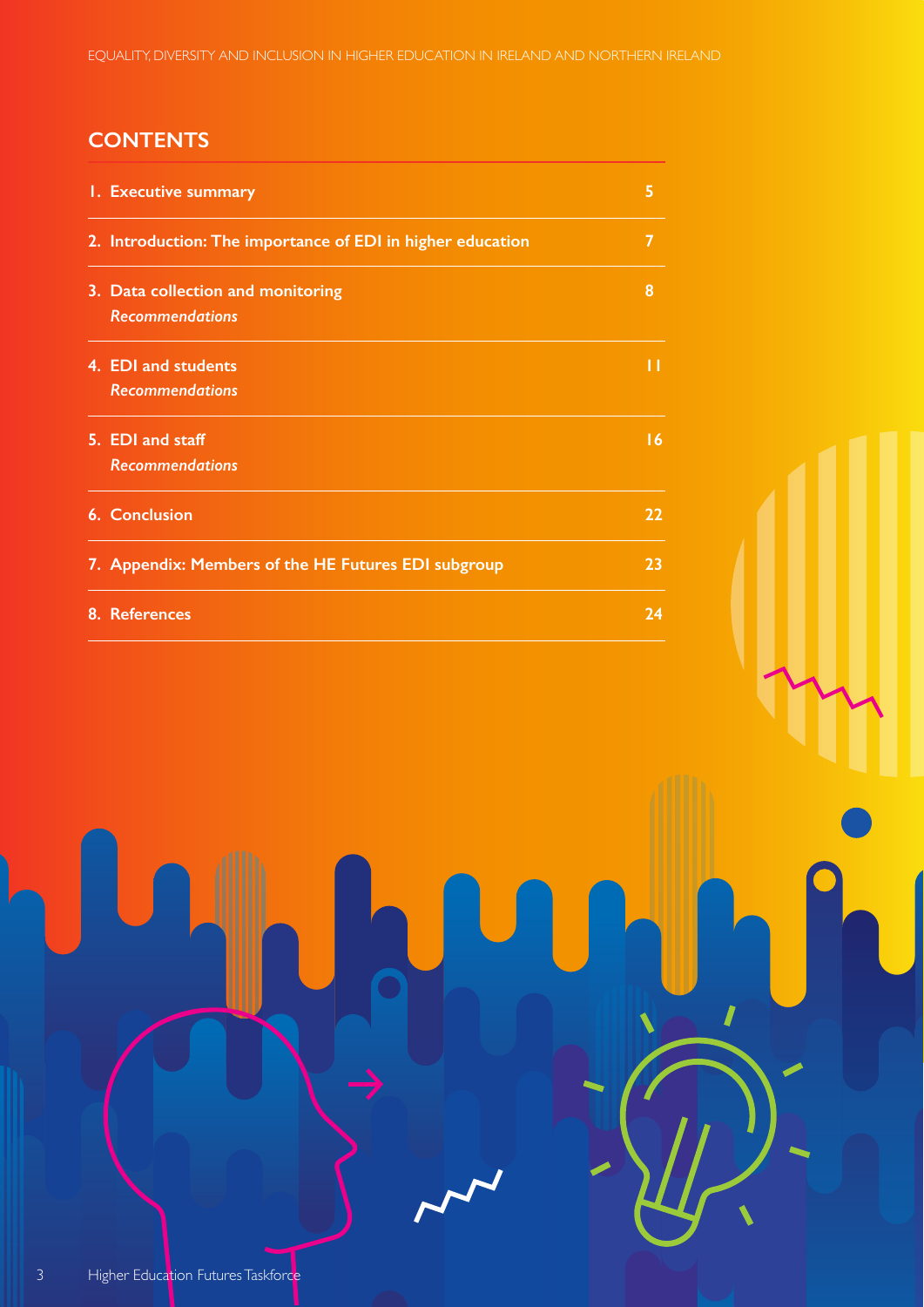## CONTENTS

| | |
|---|---|
| **1. Executive summary** | **5** |
| **2. Introduction: The importance of EDI in higher education** | **7** |
| **3. Data collection and monitoring** <br> ***Recommendations*** | **8** |
| **4. EDI and students** <br> ***Recommendations*** | **11** |
| **5. EDI and staff** <br> ***Recommendations*** | **16** |
| **6. Conclusion** | **22** |
| **7. Appendix: Members of the HE Futures EDI subgroup** | **23** |
| **8. References** | **24** |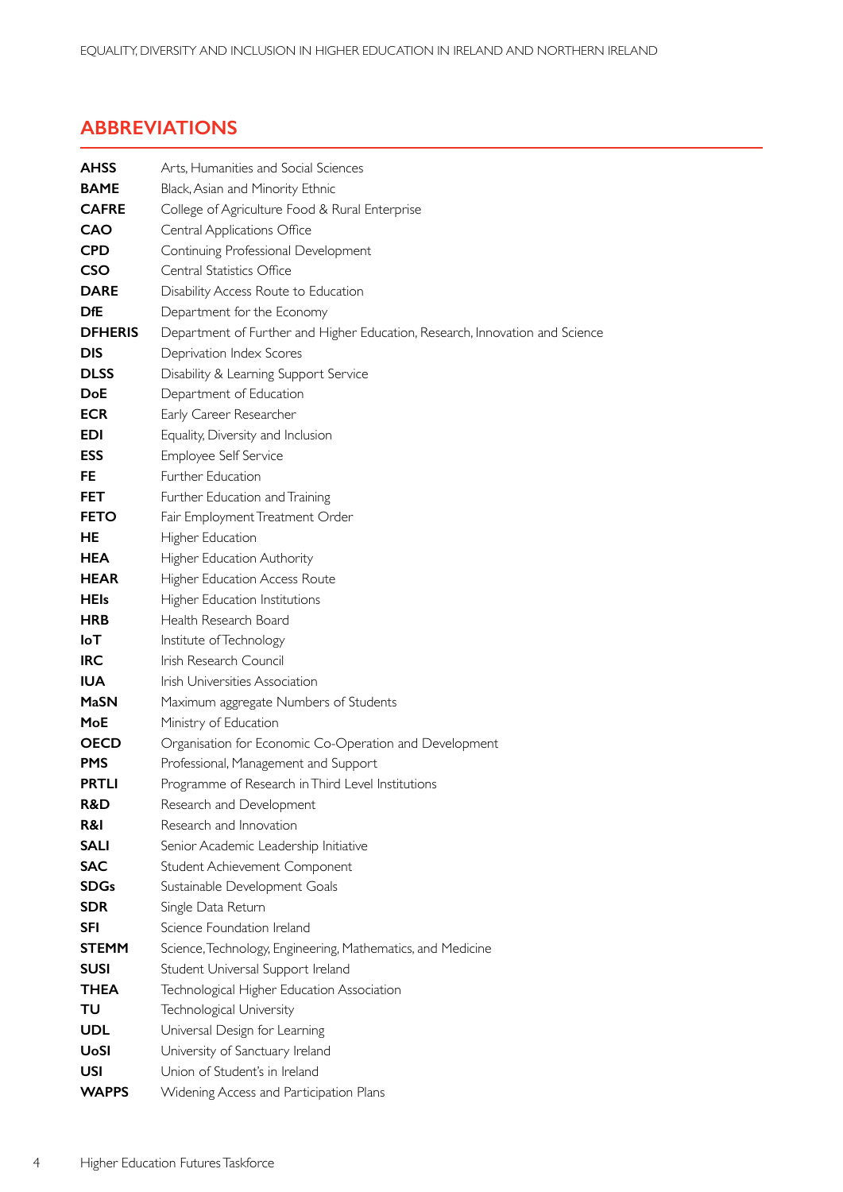## ABBREVIATIONS

| | |
|---|---|
| **AHSS** | Arts, Humanities and Social Sciences |
| **BAME** | Black, Asian and Minority Ethnic |
| **CAFRE** | College of Agriculture Food & Rural Enterprise |
| **CAO** | Central Applications Office |
| **CPD** | Continuing Professional Development |
| **CSO** | Central Statistics Office |
| **DARE** | Disability Access Route to Education |
| **DfE** | Department for the Economy |
| **DFHERIS** | Department of Further and Higher Education, Research, Innovation and Science |
| **DIS** | Deprivation Index Scores |
| **DLSS** | Disability & Learning Support Service |
| **DoE** | Department of Education |
| **ECR** | Early Career Researcher |
| **EDI** | Equality, Diversity and Inclusion |
| **ESS** | Employee Self Service |
| **FE** | Further Education |
| **FET** | Further Education and Training |
| **FETO** | Fair Employment Treatment Order |
| **HE** | Higher Education |
| **HEA** | Higher Education Authority |
| **HEAR** | Higher Education Access Route |
| **HEIs** | Higher Education Institutions |
| **HRB** | Health Research Board |
| **IoT** | Institute of Technology |
| **IRC** | Irish Research Council |
| **IUA** | Irish Universities Association |
| **MaSN** | Maximum aggregate Numbers of Students |
| **MoE** | Ministry of Education |
| **OECD** | Organisation for Economic Co-Operation and Development |
| **PMS** | Professional, Management and Support |
| **PRTLI** | Programme of Research in Third Level Institutions |
| **R&D** | Research and Development |
| **R&I** | Research and Innovation |
| **SALI** | Senior Academic Leadership Initiative |
| **SAC** | Student Achievement Component |
| **SDGs** | Sustainable Development Goals |
| **SDR** | Single Data Return |
| **SFI** | Science Foundation Ireland |
| **STEMM** | Science, Technology, Engineering, Mathematics, and Medicine |
| **SUSI** | Student Universal Support Ireland |
| **THEA** | Technological Higher Education Association |
| **TU** | Technological University |
| **UDL** | Universal Design for Learning |
| **UoSI** | University of Sanctuary Ireland |
| **USI** | Union of Student's in Ireland |
| **WAPPS** | Widening Access and Participation Plans |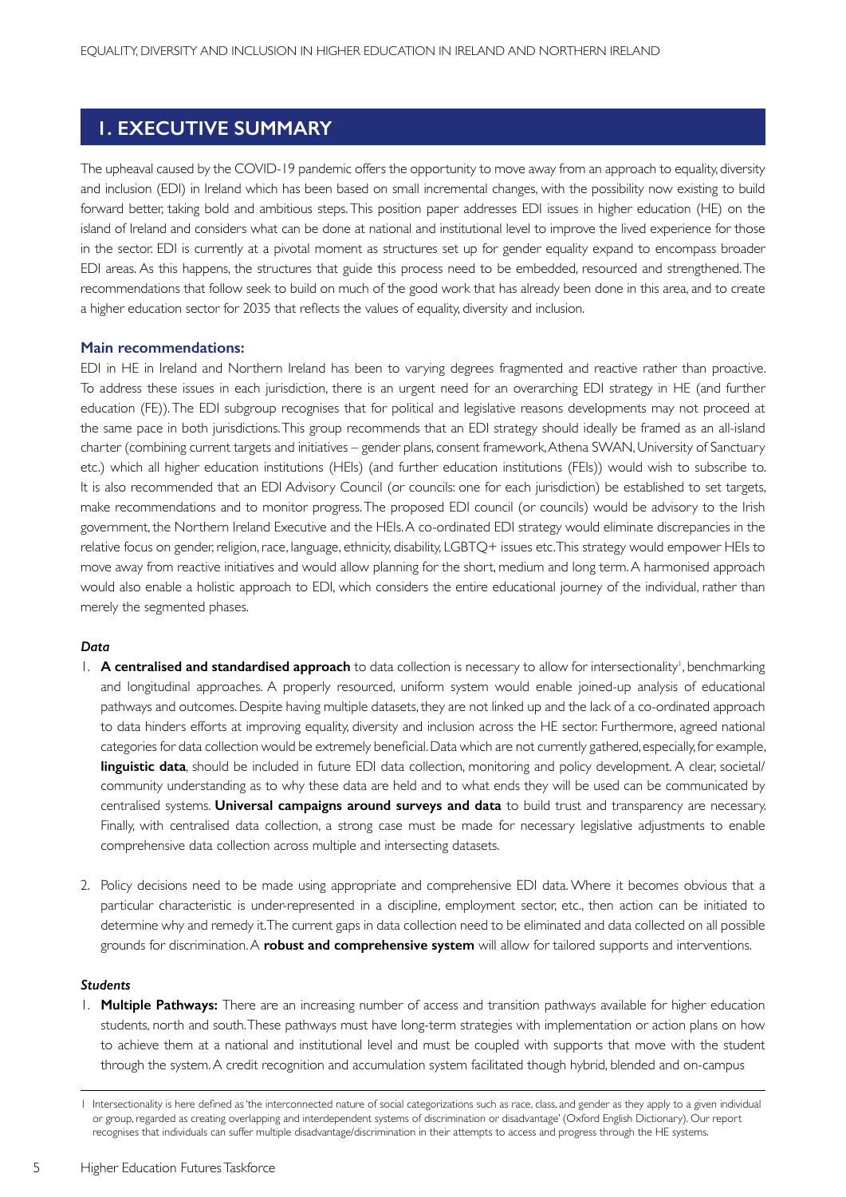# 1. EXECUTIVE SUMMARY

The upheaval caused by the COVID-19 pandemic offers the opportunity to move away from an approach to equality, diversity and inclusion (EDI) in Ireland which has been based on small incremental changes, with the possibility now existing to build forward better, taking bold and ambitious steps. This position paper addresses EDI issues in higher education (HE) on the island of Ireland and considers what can be done at national and institutional level to improve the lived experience for those in the sector. EDI is currently at a pivotal moment as structures set up for gender equality expand to encompass broader EDI areas. As this happens, the structures that guide this process need to be embedded, resourced and strengthened. The recommendations that follow seek to build on much of the good work that has already been done in this area, and to create a higher education sector for 2035 that reflects the values of equality, diversity and inclusion.

### Main recommendations:

EDI in HE in Ireland and Northern Ireland has been to varying degrees fragmented and reactive rather than proactive. To address these issues in each jurisdiction, there is an urgent need for an overarching EDI strategy in HE (and further education (FE)). The EDI subgroup recognises that for political and legislative reasons developments may not proceed at the same pace in both jurisdictions. This group recommends that an EDI strategy should ideally be framed as an all-island charter (combining current targets and initiatives – gender plans, consent framework, Athena SWAN, University of Sanctuary etc.) which all higher education institutions (HEIs) (and further education institutions (FEIs)) would wish to subscribe to. It is also recommended that an EDI Advisory Council (or councils: one for each jurisdiction) be established to set targets, make recommendations and to monitor progress. The proposed EDI council (or councils) would be advisory to the Irish government, the Northern Ireland Executive and the HEIs. A co-ordinated EDI strategy would eliminate discrepancies in the relative focus on gender, religion, race, language, ethnicity, disability, LGBTQ+ issues etc. This strategy would empower HEIs to move away from reactive initiatives and would allow planning for the short, medium and long term. A harmonised approach would also enable a holistic approach to EDI, which considers the entire educational journey of the individual, rather than merely the segmented phases.

#### *Data*

1. **A centralised and standardised approach** to data collection is necessary to allow for intersectionality[1], benchmarking and longitudinal approaches. A properly resourced, uniform system would enable joined-up analysis of educational pathways and outcomes. Despite having multiple datasets, they are not linked up and the lack of a co-ordinated approach to data hinders efforts at improving equality, diversity and inclusion across the HE sector. Furthermore, agreed national categories for data collection would be extremely beneficial. Data which are not currently gathered, especially, for example, **linguistic data**, should be included in future EDI data collection, monitoring and policy development. A clear, societal/community understanding as to why these data are held and to what ends they will be used can be communicated by centralised systems. **Universal campaigns around surveys and data** to build trust and transparency are necessary. Finally, with centralised data collection, a strong case must be made for necessary legislative adjustments to enable comprehensive data collection across multiple and intersecting datasets.

2. Policy decisions need to be made using appropriate and comprehensive EDI data. Where it becomes obvious that a particular characteristic is under-represented in a discipline, employment sector, etc., then action can be initiated to determine why and remedy it. The current gaps in data collection need to be eliminated and data collected on all possible grounds for discrimination. A **robust and comprehensive system** will allow for tailored supports and interventions.

#### *Students*

1. **Multiple Pathways:** There are an increasing number of access and transition pathways available for higher education students, north and south. These pathways must have long-term strategies with implementation or action plans on how to achieve them at a national and institutional level and must be coupled with supports that move with the student through the system. A credit recognition and accumulation system facilitated though hybrid, blended and on-campus

---

1 Intersectionality is here defined as 'the interconnected nature of social categorizations such as race, class, and gender as they apply to a given individual or group, regarded as creating overlapping and interdependent systems of discrimination or disadvantage' (Oxford English Dictionary). Our report recognises that individuals can suffer multiple disadvantage/discrimination in their attempts to access and progress through the HE systems.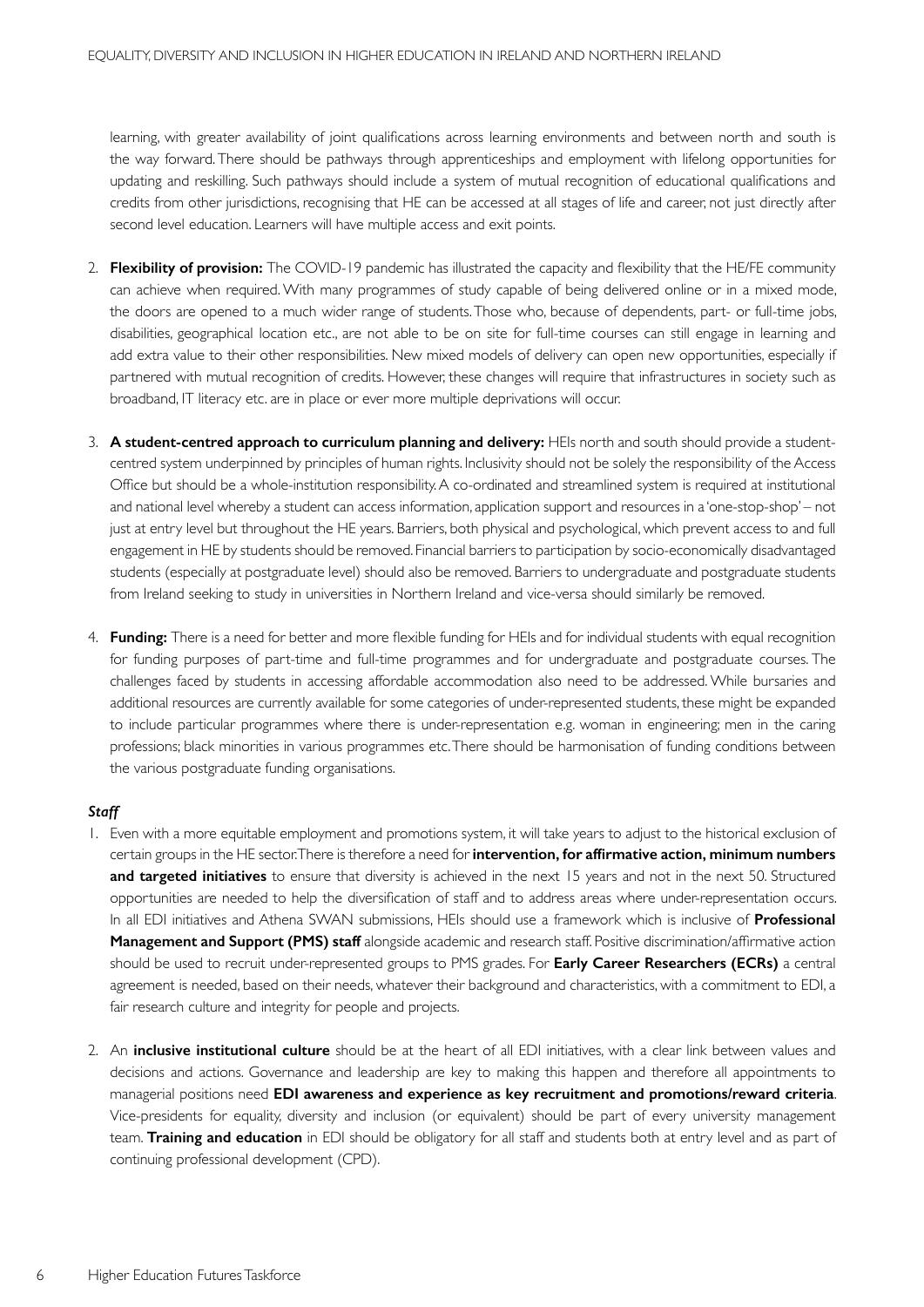learning, with greater availability of joint qualifications across learning environments and between north and south is the way forward. There should be pathways through apprenticeships and employment with lifelong opportunities for updating and reskilling. Such pathways should include a system of mutual recognition of educational qualifications and credits from other jurisdictions, recognising that HE can be accessed at all stages of life and career, not just directly after second level education. Learners will have multiple access and exit points.

2. **Flexibility of provision:** The COVID-19 pandemic has illustrated the capacity and flexibility that the HE/FE community can achieve when required. With many programmes of study capable of being delivered online or in a mixed mode, the doors are opened to a much wider range of students. Those who, because of dependents, part- or full-time jobs, disabilities, geographical location etc., are not able to be on site for full-time courses can still engage in learning and add extra value to their other responsibilities. New mixed models of delivery can open new opportunities, especially if partnered with mutual recognition of credits. However, these changes will require that infrastructures in society such as broadband, IT literacy etc. are in place or ever more multiple deprivations will occur.

3. **A student-centred approach to curriculum planning and delivery:** HEIs north and south should provide a student-centred system underpinned by principles of human rights. Inclusivity should not be solely the responsibility of the Access Office but should be a whole-institution responsibility. A co-ordinated and streamlined system is required at institutional and national level whereby a student can access information, application support and resources in a 'one-stop-shop' – not just at entry level but throughout the HE years. Barriers, both physical and psychological, which prevent access to and full engagement in HE by students should be removed. Financial barriers to participation by socio-economically disadvantaged students (especially at postgraduate level) should also be removed. Barriers to undergraduate and postgraduate students from Ireland seeking to study in universities in Northern Ireland and vice-versa should similarly be removed.

4. **Funding:** There is a need for better and more flexible funding for HEIs and for individual students with equal recognition for funding purposes of part-time and full-time programmes and for undergraduate and postgraduate courses. The challenges faced by students in accessing affordable accommodation also need to be addressed. While bursaries and additional resources are currently available for some categories of under-represented students, these might be expanded to include particular programmes where there is under-representation e.g. woman in engineering; men in the caring professions; black minorities in various programmes etc. There should be harmonisation of funding conditions between the various postgraduate funding organisations.

***Staff***

1. Even with a more equitable employment and promotions system, it will take years to adjust to the historical exclusion of certain groups in the HE sector. There is therefore a need for **intervention, for affirmative action, minimum numbers and targeted initiatives** to ensure that diversity is achieved in the next 15 years and not in the next 50. Structured opportunities are needed to help the diversification of staff and to address areas where under-representation occurs. In all EDI initiatives and Athena SWAN submissions, HEIs should use a framework which is inclusive of **Professional Management and Support (PMS) staff** alongside academic and research staff. Positive discrimination/affirmative action should be used to recruit under-represented groups to PMS grades. For **Early Career Researchers (ECRs)** a central agreement is needed, based on their needs, whatever their background and characteristics, with a commitment to EDI, a fair research culture and integrity for people and projects.

2. An **inclusive institutional culture** should be at the heart of all EDI initiatives, with a clear link between values and decisions and actions. Governance and leadership are key to making this happen and therefore all appointments to managerial positions need **EDI awareness and experience as key recruitment and promotions/reward criteria**. Vice-presidents for equality, diversity and inclusion (or equivalent) should be part of every university management team. **Training and education** in EDI should be obligatory for all staff and students both at entry level and as part of continuing professional development (CPD).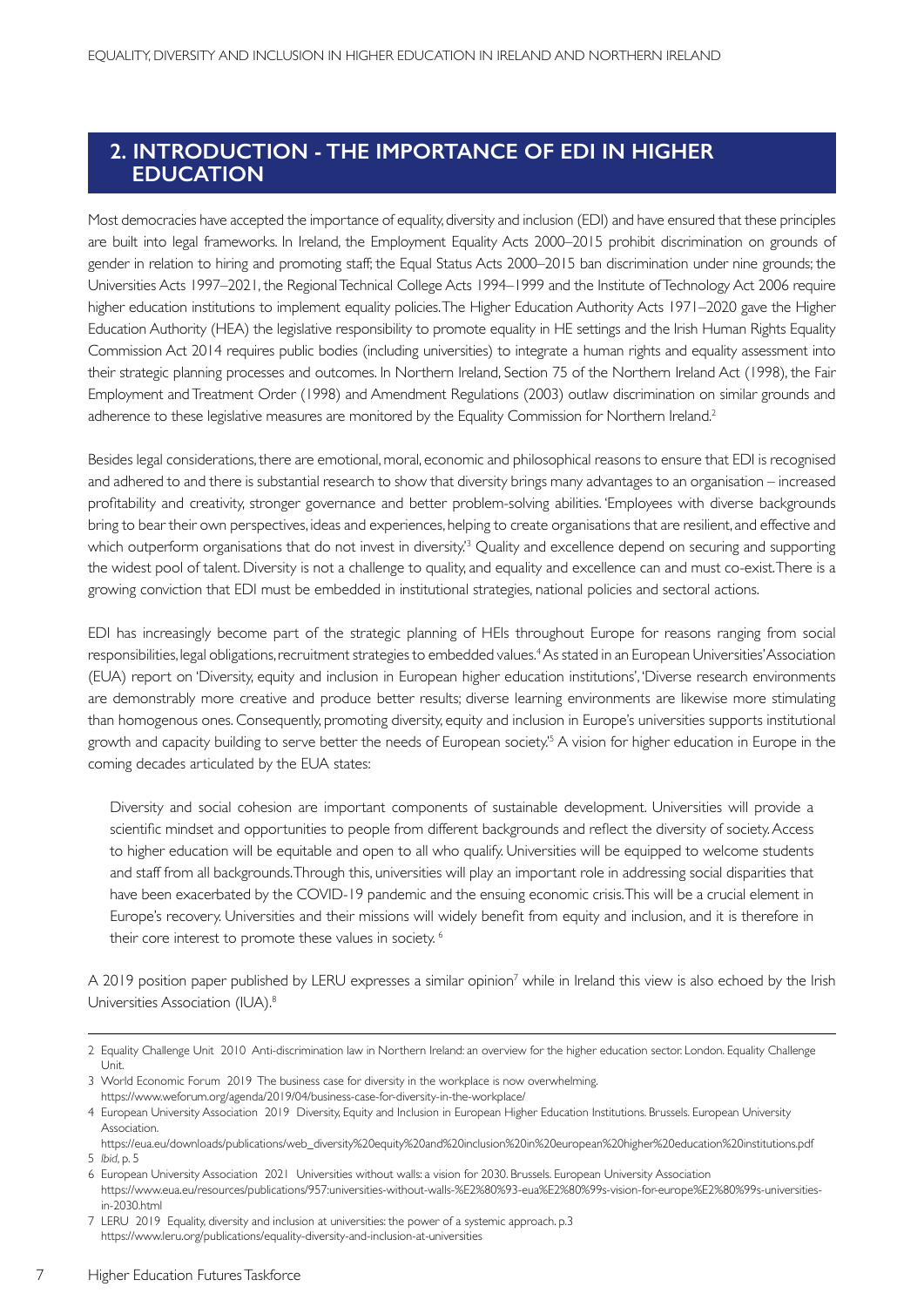## 2. INTRODUCTION - THE IMPORTANCE OF EDI IN HIGHER EDUCATION

Most democracies have accepted the importance of equality, diversity and inclusion (EDI) and have ensured that these principles are built into legal frameworks. In Ireland, the Employment Equality Acts 2000–2015 prohibit discrimination on grounds of gender in relation to hiring and promoting staff; the Equal Status Acts 2000–2015 ban discrimination under nine grounds; the Universities Acts 1997–2021, the Regional Technical College Acts 1994–1999 and the Institute of Technology Act 2006 require higher education institutions to implement equality policies. The Higher Education Authority Acts 1971–2020 gave the Higher Education Authority (HEA) the legislative responsibility to promote equality in HE settings and the Irish Human Rights Equality Commission Act 2014 requires public bodies (including universities) to integrate a human rights and equality assessment into their strategic planning processes and outcomes. In Northern Ireland, Section 75 of the Northern Ireland Act (1998), the Fair Employment and Treatment Order (1998) and Amendment Regulations (2003) outlaw discrimination on similar grounds and adherence to these legislative measures are monitored by the Equality Commission for Northern Ireland.[2]

Besides legal considerations, there are emotional, moral, economic and philosophical reasons to ensure that EDI is recognised and adhered to and there is substantial research to show that diversity brings many advantages to an organisation – increased profitability and creativity, stronger governance and better problem-solving abilities. 'Employees with diverse backgrounds bring to bear their own perspectives, ideas and experiences, helping to create organisations that are resilient, and effective and which outperform organisations that do not invest in diversity.'[3] Quality and excellence depend on securing and supporting the widest pool of talent. Diversity is not a challenge to quality, and equality and excellence can and must co-exist. There is a growing conviction that EDI must be embedded in institutional strategies, national policies and sectoral actions.

EDI has increasingly become part of the strategic planning of HEIs throughout Europe for reasons ranging from social responsibilities, legal obligations, recruitment strategies to embedded values.[4] As stated in an European Universities' Association (EUA) report on 'Diversity, equity and inclusion in European higher education institutions', 'Diverse research environments are demonstrably more creative and produce better results; diverse learning environments are likewise more stimulating than homogenous ones. Consequently, promoting diversity, equity and inclusion in Europe's universities supports institutional growth and capacity building to serve better the needs of European society.'[5] A vision for higher education in Europe in the coming decades articulated by the EUA states:

> Diversity and social cohesion are important components of sustainable development. Universities will provide a scientific mindset and opportunities to people from different backgrounds and reflect the diversity of society. Access to higher education will be equitable and open to all who qualify. Universities will be equipped to welcome students and staff from all backgrounds. Through this, universities will play an important role in addressing social disparities that have been exacerbated by the COVID-19 pandemic and the ensuing economic crisis. This will be a crucial element in Europe's recovery. Universities and their missions will widely benefit from equity and inclusion, and it is therefore in their core interest to promote these values in society.[6]

A 2019 position paper published by LERU expresses a similar opinion[7] while in Ireland this view is also echoed by the Irish Universities Association (IUA).[8]

---

2 Equality Challenge Unit 2010 Anti-discrimination law in Northern Ireland: an overview for the higher education sector. London. Equality Challenge Unit.

3 World Economic Forum 2019 The business case for diversity in the workplace is now overwhelming. https://www.weforum.org/agenda/2019/04/business-case-for-diversity-in-the-workplace/

4 European University Association 2019 Diversity, Equity and Inclusion in European Higher Education Institutions. Brussels. European University Association. https://eua.eu/downloads/publications/web_diversity%20equity%20and%20inclusion%20in%20european%20higher%20education%20institutions.pdf

5 *Ibid*, p. 5

6 European University Association 2021 Universities without walls: a vision for 2030. Brussels. European University Association https://www.eua.eu/resources/publications/957:universities-without-walls-%E2%80%93-eua%E2%80%99s-vision-for-europe%E2%80%99s-universities-in-2030.html

7 LERU 2019 Equality, diversity and inclusion at universities: the power of a systemic approach. p.3 https://www.leru.org/publications/equality-diversity-and-inclusion-at-universities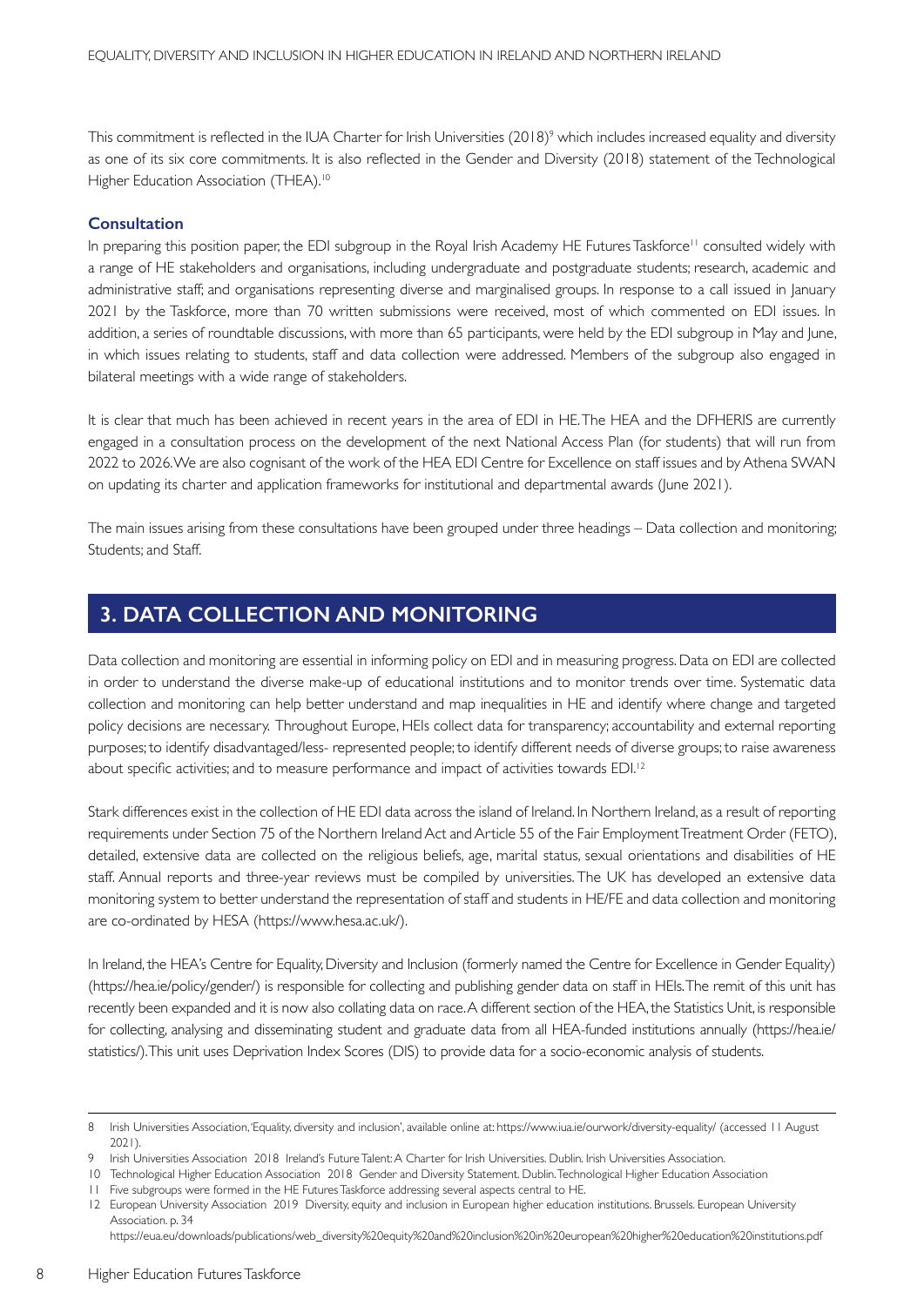This commitment is reflected in the IUA Charter for Irish Universities (2018)[9] which includes increased equality and diversity as one of its six core commitments. It is also reflected in the Gender and Diversity (2018) statement of the Technological Higher Education Association (THEA).[10]

### Consultation

In preparing this position paper, the EDI subgroup in the Royal Irish Academy HE Futures Taskforce[11] consulted widely with a range of HE stakeholders and organisations, including undergraduate and postgraduate students; research, academic and administrative staff; and organisations representing diverse and marginalised groups. In response to a call issued in January 2021 by the Taskforce, more than 70 written submissions were received, most of which commented on EDI issues. In addition, a series of roundtable discussions, with more than 65 participants, were held by the EDI subgroup in May and June, in which issues relating to students, staff and data collection were addressed. Members of the subgroup also engaged in bilateral meetings with a wide range of stakeholders.

It is clear that much has been achieved in recent years in the area of EDI in HE. The HEA and the DFHERIS are currently engaged in a consultation process on the development of the next National Access Plan (for students) that will run from 2022 to 2026. We are also cognisant of the work of the HEA EDI Centre for Excellence on staff issues and by Athena SWAN on updating its charter and application frameworks for institutional and departmental awards (June 2021).

The main issues arising from these consultations have been grouped under three headings – Data collection and monitoring; Students; and Staff.

## 3. DATA COLLECTION AND MONITORING

Data collection and monitoring are essential in informing policy on EDI and in measuring progress. Data on EDI are collected in order to understand the diverse make-up of educational institutions and to monitor trends over time. Systematic data collection and monitoring can help better understand and map inequalities in HE and identify where change and targeted policy decisions are necessary. Throughout Europe, HEIs collect data for transparency; accountability and external reporting purposes; to identify disadvantaged/less- represented people; to identify different needs of diverse groups; to raise awareness about specific activities; and to measure performance and impact of activities towards EDI.[12]

Stark differences exist in the collection of HE EDI data across the island of Ireland. In Northern Ireland, as a result of reporting requirements under Section 75 of the Northern Ireland Act and Article 55 of the Fair Employment Treatment Order (FETO), detailed, extensive data are collected on the religious beliefs, age, marital status, sexual orientations and disabilities of HE staff. Annual reports and three-year reviews must be compiled by universities. The UK has developed an extensive data monitoring system to better understand the representation of staff and students in HE/FE and data collection and monitoring are co-ordinated by HESA (https://www.hesa.ac.uk/).

In Ireland, the HEA's Centre for Equality, Diversity and Inclusion (formerly named the Centre for Excellence in Gender Equality) (https://hea.ie/policy/gender/) is responsible for collecting and publishing gender data on staff in HEIs. The remit of this unit has recently been expanded and it is now also collating data on race. A different section of the HEA, the Statistics Unit, is responsible for collecting, analysing and disseminating student and graduate data from all HEA-funded institutions annually (https://hea.ie/statistics/). This unit uses Deprivation Index Scores (DIS) to provide data for a socio-economic analysis of students.

---

8 Irish Universities Association, 'Equality, diversity and inclusion', available online at: https://www.iua.ie/ourwork/diversity-equality/ (accessed 11 August 2021).

9 Irish Universities Association 2018 Ireland's Future Talent: A Charter for Irish Universities. Dublin. Irish Universities Association.

10 Technological Higher Education Association 2018 Gender and Diversity Statement. Dublin. Technological Higher Education Association

11 Five subgroups were formed in the HE Futures Taskforce addressing several aspects central to HE.

12 European University Association 2019 Diversity, equity and inclusion in European higher education institutions. Brussels. European University Association. p. 34 https://eua.eu/downloads/publications/web_diversity%20equity%20and%20inclusion%20in%20european%20higher%20education%20institutions.pdf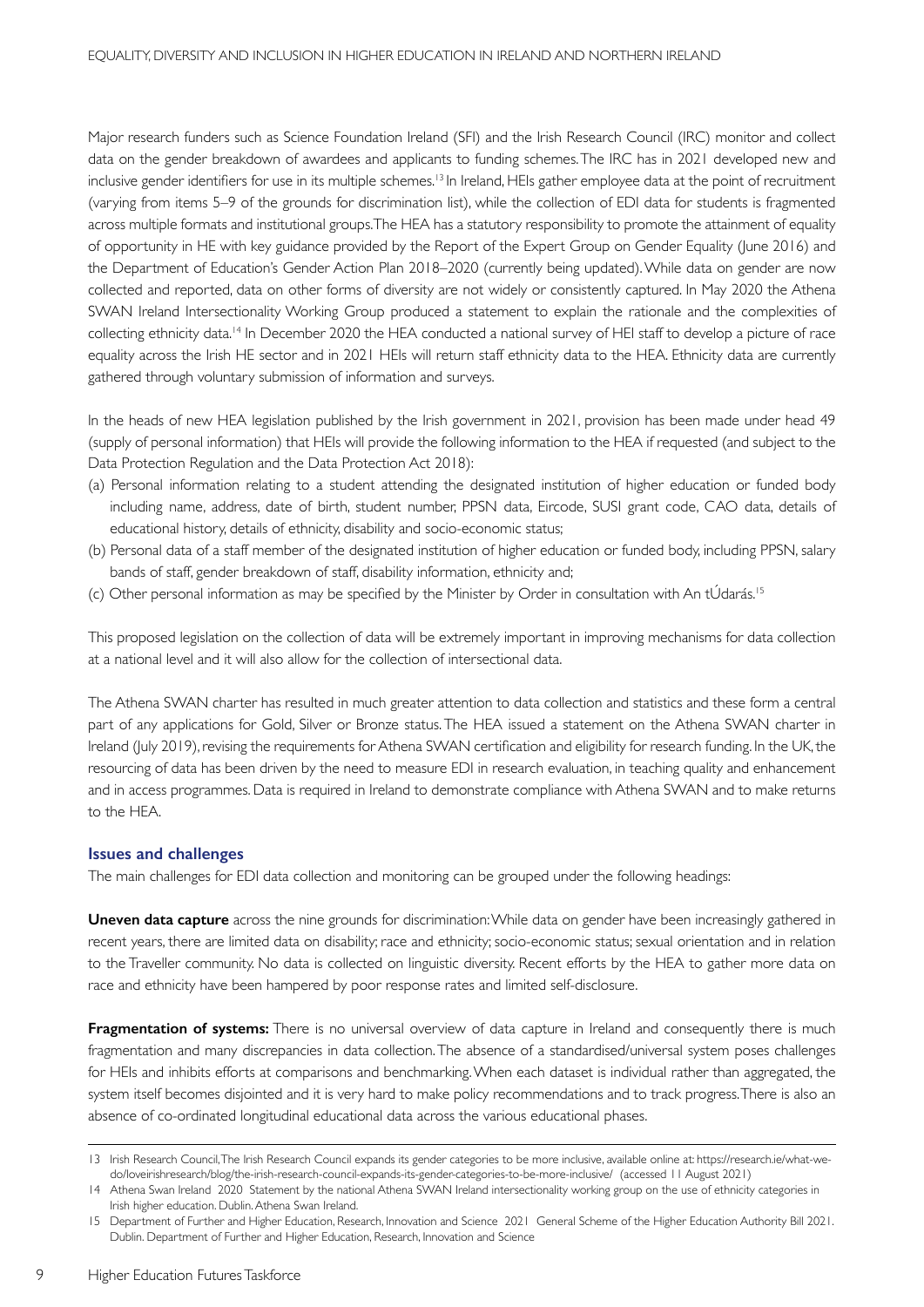Major research funders such as Science Foundation Ireland (SFI) and the Irish Research Council (IRC) monitor and collect data on the gender breakdown of awardees and applicants to funding schemes. The IRC has in 2021 developed new and inclusive gender identifiers for use in its multiple schemes.[13] In Ireland, HEIs gather employee data at the point of recruitment (varying from items 5–9 of the grounds for discrimination list), while the collection of EDI data for students is fragmented across multiple formats and institutional groups. The HEA has a statutory responsibility to promote the attainment of equality of opportunity in HE with key guidance provided by the Report of the Expert Group on Gender Equality (June 2016) and the Department of Education's Gender Action Plan 2018–2020 (currently being updated). While data on gender are now collected and reported, data on other forms of diversity are not widely or consistently captured. In May 2020 the Athena SWAN Ireland Intersectionality Working Group produced a statement to explain the rationale and the complexities of collecting ethnicity data.[14] In December 2020 the HEA conducted a national survey of HEI staff to develop a picture of race equality across the Irish HE sector and in 2021 HEIs will return staff ethnicity data to the HEA. Ethnicity data are currently gathered through voluntary submission of information and surveys.

In the heads of new HEA legislation published by the Irish government in 2021, provision has been made under head 49 (supply of personal information) that HEIs will provide the following information to the HEA if requested (and subject to the Data Protection Regulation and the Data Protection Act 2018):

(a) Personal information relating to a student attending the designated institution of higher education or funded body including name, address, date of birth, student number, PPSN data, Eircode, SUSI grant code, CAO data, details of educational history, details of ethnicity, disability and socio-economic status;
(b) Personal data of a staff member of the designated institution of higher education or funded body, including PPSN, salary bands of staff, gender breakdown of staff, disability information, ethnicity and;
(c) Other personal information as may be specified by the Minister by Order in consultation with An tÚdarás.[15]

This proposed legislation on the collection of data will be extremely important in improving mechanisms for data collection at a national level and it will also allow for the collection of intersectional data.

The Athena SWAN charter has resulted in much greater attention to data collection and statistics and these form a central part of any applications for Gold, Silver or Bronze status. The HEA issued a statement on the Athena SWAN charter in Ireland (July 2019), revising the requirements for Athena SWAN certification and eligibility for research funding. In the UK, the resourcing of data has been driven by the need to measure EDI in research evaluation, in teaching quality and enhancement and in access programmes. Data is required in Ireland to demonstrate compliance with Athena SWAN and to make returns to the HEA.

### Issues and challenges

The main challenges for EDI data collection and monitoring can be grouped under the following headings:

**Uneven data capture** across the nine grounds for discrimination: While data on gender have been increasingly gathered in recent years, there are limited data on disability; race and ethnicity; socio-economic status; sexual orientation and in relation to the Traveller community. No data is collected on linguistic diversity. Recent efforts by the HEA to gather more data on race and ethnicity have been hampered by poor response rates and limited self-disclosure.

**Fragmentation of systems:** There is no universal overview of data capture in Ireland and consequently there is much fragmentation and many discrepancies in data collection. The absence of a standardised/universal system poses challenges for HEIs and inhibits efforts at comparisons and benchmarking. When each dataset is individual rather than aggregated, the system itself becomes disjointed and it is very hard to make policy recommendations and to track progress. There is also an absence of co-ordinated longitudinal educational data across the various educational phases.

---

13 Irish Research Council, The Irish Research Council expands its gender categories to be more inclusive, available online at: https://research.ie/what-we-do/loveirishresearch/blog/the-irish-research-council-expands-its-gender-categories-to-be-more-inclusive/ (accessed 11 August 2021)

14 Athena Swan Ireland 2020 Statement by the national Athena SWAN Ireland intersectionality working group on the use of ethnicity categories in Irish higher education. Dublin. Athena Swan Ireland.

15 Department of Further and Higher Education, Research, Innovation and Science 2021 General Scheme of the Higher Education Authority Bill 2021. Dublin. Department of Further and Higher Education, Research, Innovation and Science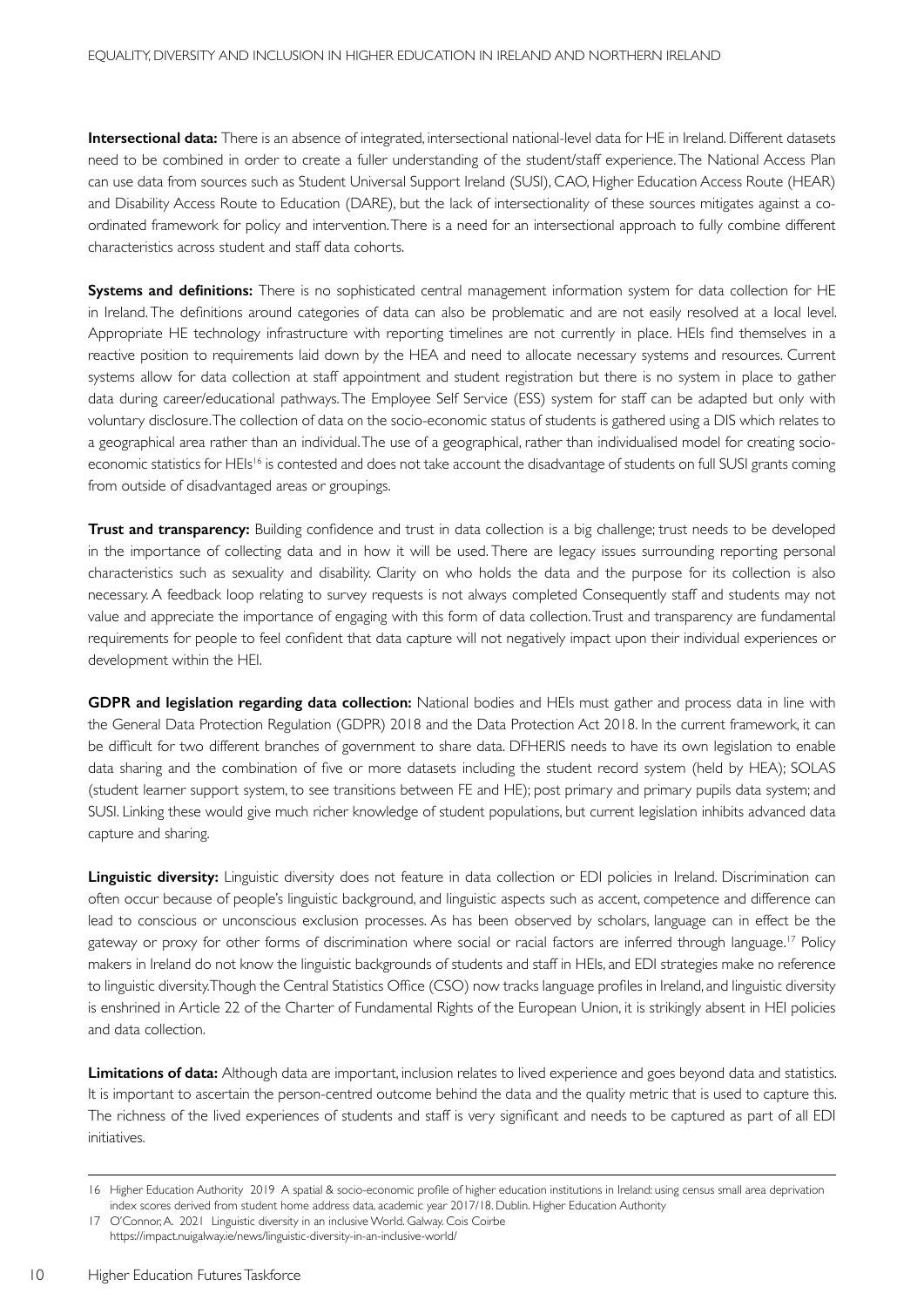**Intersectional data:** There is an absence of integrated, intersectional national-level data for HE in Ireland. Different datasets need to be combined in order to create a fuller understanding of the student/staff experience. The National Access Plan can use data from sources such as Student Universal Support Ireland (SUSI), CAO, Higher Education Access Route (HEAR) and Disability Access Route to Education (DARE), but the lack of intersectionality of these sources mitigates against a co-ordinated framework for policy and intervention. There is a need for an intersectional approach to fully combine different characteristics across student and staff data cohorts.

**Systems and definitions:** There is no sophisticated central management information system for data collection for HE in Ireland. The definitions around categories of data can also be problematic and are not easily resolved at a local level. Appropriate HE technology infrastructure with reporting timelines are not currently in place. HEIs find themselves in a reactive position to requirements laid down by the HEA and need to allocate necessary systems and resources. Current systems allow for data collection at staff appointment and student registration but there is no system in place to gather data during career/educational pathways. The Employee Self Service (ESS) system for staff can be adapted but only with voluntary disclosure. The collection of data on the socio-economic status of students is gathered using a DIS which relates to a geographical area rather than an individual. The use of a geographical, rather than individualised model for creating socio-economic statistics for HEIs[16] is contested and does not take account the disadvantage of students on full SUSI grants coming from outside of disadvantaged areas or groupings.

**Trust and transparency:** Building confidence and trust in data collection is a big challenge; trust needs to be developed in the importance of collecting data and in how it will be used. There are legacy issues surrounding reporting personal characteristics such as sexuality and disability. Clarity on who holds the data and the purpose for its collection is also necessary. A feedback loop relating to survey requests is not always completed Consequently staff and students may not value and appreciate the importance of engaging with this form of data collection. Trust and transparency are fundamental requirements for people to feel confident that data capture will not negatively impact upon their individual experiences or development within the HEI.

**GDPR and legislation regarding data collection:** National bodies and HEIs must gather and process data in line with the General Data Protection Regulation (GDPR) 2018 and the Data Protection Act 2018. In the current framework, it can be difficult for two different branches of government to share data. DFHERIS needs to have its own legislation to enable data sharing and the combination of five or more datasets including the student record system (held by HEA); SOLAS (student learner support system, to see transitions between FE and HE); post primary and primary pupils data system; and SUSI. Linking these would give much richer knowledge of student populations, but current legislation inhibits advanced data capture and sharing.

**Linguistic diversity:** Linguistic diversity does not feature in data collection or EDI policies in Ireland. Discrimination can often occur because of people's linguistic background, and linguistic aspects such as accent, competence and difference can lead to conscious or unconscious exclusion processes. As has been observed by scholars, language can in effect be the gateway or proxy for other forms of discrimination where social or racial factors are inferred through language.[17] Policy makers in Ireland do not know the linguistic backgrounds of students and staff in HEIs, and EDI strategies make no reference to linguistic diversity. Though the Central Statistics Office (CSO) now tracks language profiles in Ireland, and linguistic diversity is enshrined in Article 22 of the Charter of Fundamental Rights of the European Union, it is strikingly absent in HEI policies and data collection.

**Limitations of data:** Although data are important, inclusion relates to lived experience and goes beyond data and statistics. It is important to ascertain the person-centred outcome behind the data and the quality metric that is used to capture this. The richness of the lived experiences of students and staff is very significant and needs to be captured as part of all EDI initiatives.

---

16 Higher Education Authority 2019 A spatial & socio-economic profile of higher education institutions in Ireland: using census small area deprivation index scores derived from student home address data, academic year 2017/18. Dublin. Higher Education Authority

17 O'Connor, A. 2021 Linguistic diversity in an inclusive World. Galway. Cois Coirbe https://impact.nuigalway.ie/news/linguistic-diversity-in-an-inclusive-world/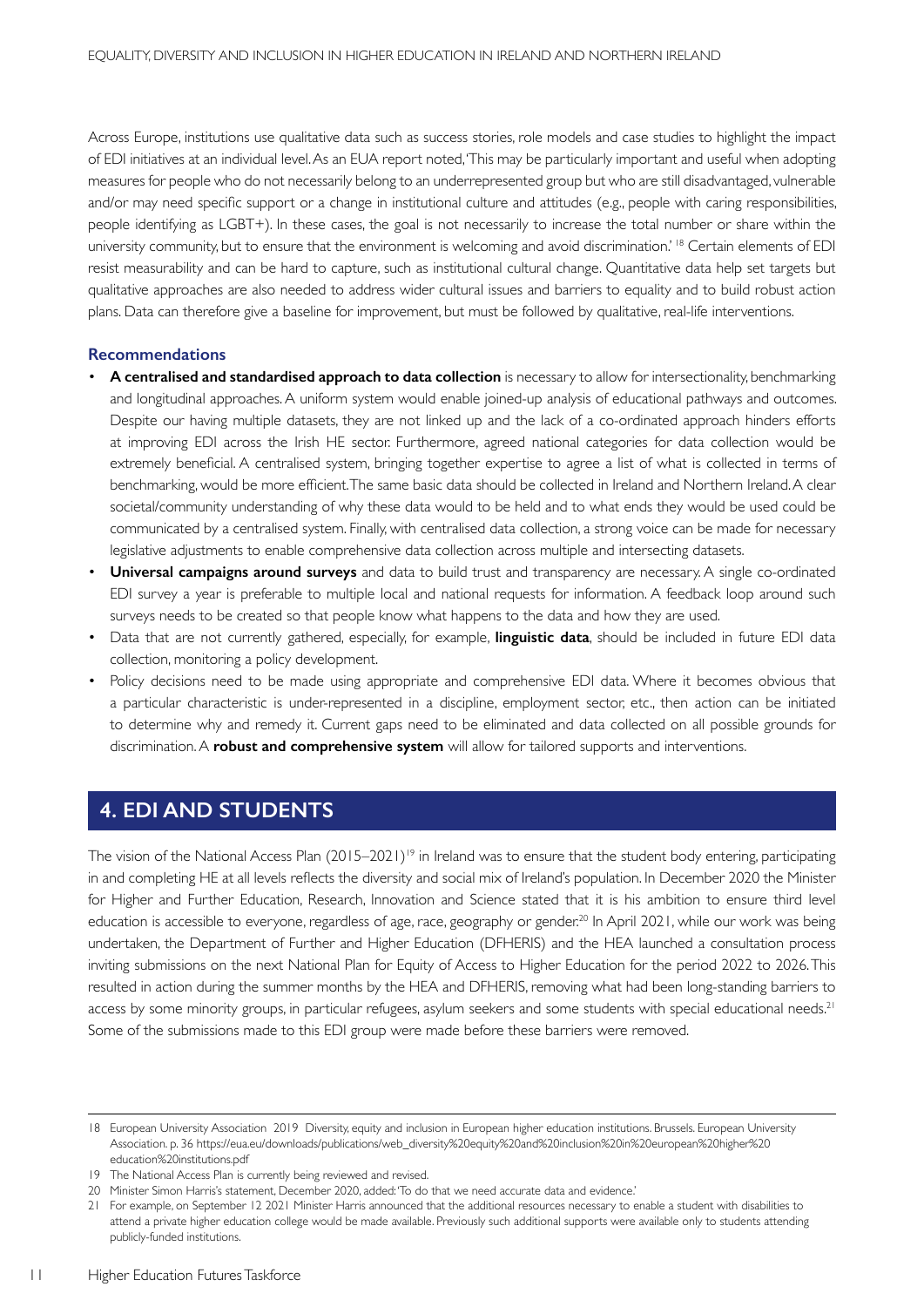Across Europe, institutions use qualitative data such as success stories, role models and case studies to highlight the impact of EDI initiatives at an individual level. As an EUA report noted, 'This may be particularly important and useful when adopting measures for people who do not necessarily belong to an underrepresented group but who are still disadvantaged, vulnerable and/or may need specific support or a change in institutional culture and attitudes (e.g., people with caring responsibilities, people identifying as LGBT+). In these cases, the goal is not necessarily to increase the total number or share within the university community, but to ensure that the environment is welcoming and avoid discrimination.'[18] Certain elements of EDI resist measurability and can be hard to capture, such as institutional cultural change. Quantitative data help set targets but qualitative approaches are also needed to address wider cultural issues and barriers to equality and to build robust action plans. Data can therefore give a baseline for improvement, but must be followed by qualitative, real-life interventions.

### Recommendations

- **A centralised and standardised approach to data collection** is necessary to allow for intersectionality, benchmarking and longitudinal approaches. A uniform system would enable joined-up analysis of educational pathways and outcomes. Despite our having multiple datasets, they are not linked up and the lack of a co-ordinated approach hinders efforts at improving EDI across the Irish HE sector. Furthermore, agreed national categories for data collection would be extremely beneficial. A centralised system, bringing together expertise to agree a list of what is collected in terms of benchmarking, would be more efficient. The same basic data should be collected in Ireland and Northern Ireland. A clear societal/community understanding of why these data would to be held and to what ends they would be used could be communicated by a centralised system. Finally, with centralised data collection, a strong voice can be made for necessary legislative adjustments to enable comprehensive data collection across multiple and intersecting datasets.
- **Universal campaigns around surveys** and data to build trust and transparency are necessary. A single co-ordinated EDI survey a year is preferable to multiple local and national requests for information. A feedback loop around such surveys needs to be created so that people know what happens to the data and how they are used.
- Data that are not currently gathered, especially, for example, **linguistic data**, should be included in future EDI data collection, monitoring a policy development.
- Policy decisions need to be made using appropriate and comprehensive EDI data. Where it becomes obvious that a particular characteristic is under-represented in a discipline, employment sector, etc., then action can be initiated to determine why and remedy it. Current gaps need to be eliminated and data collected on all possible grounds for discrimination. A **robust and comprehensive system** will allow for tailored supports and interventions.

## 4. EDI AND STUDENTS

The vision of the National Access Plan (2015–2021)[19] in Ireland was to ensure that the student body entering, participating in and completing HE at all levels reflects the diversity and social mix of Ireland's population. In December 2020 the Minister for Higher and Further Education, Research, Innovation and Science stated that it is his ambition to ensure third level education is accessible to everyone, regardless of age, race, geography or gender.[20] In April 2021, while our work was being undertaken, the Department of Further and Higher Education (DFHERIS) and the HEA launched a consultation process inviting submissions on the next National Plan for Equity of Access to Higher Education for the period 2022 to 2026. This resulted in action during the summer months by the HEA and DFHERIS, removing what had been long-standing barriers to access by some minority groups, in particular refugees, asylum seekers and some students with special educational needs.[21] Some of the submissions made to this EDI group were made before these barriers were removed.

---

18 European University Association 2019 Diversity, equity and inclusion in European higher education institutions. Brussels. European University Association. p. 36 https://eua.eu/downloads/publications/web_diversity%20equity%20and%20inclusion%20in%20european%20higher%20education%20institutions.pdf

19 The National Access Plan is currently being reviewed and revised.

20 Minister Simon Harris's statement, December 2020, added: 'To do that we need accurate data and evidence.'

21 For example, on September 12 2021 Minister Harris announced that the additional resources necessary to enable a student with disabilities to attend a private higher education college would be made available. Previously such additional supports were available only to students attending publicly-funded institutions.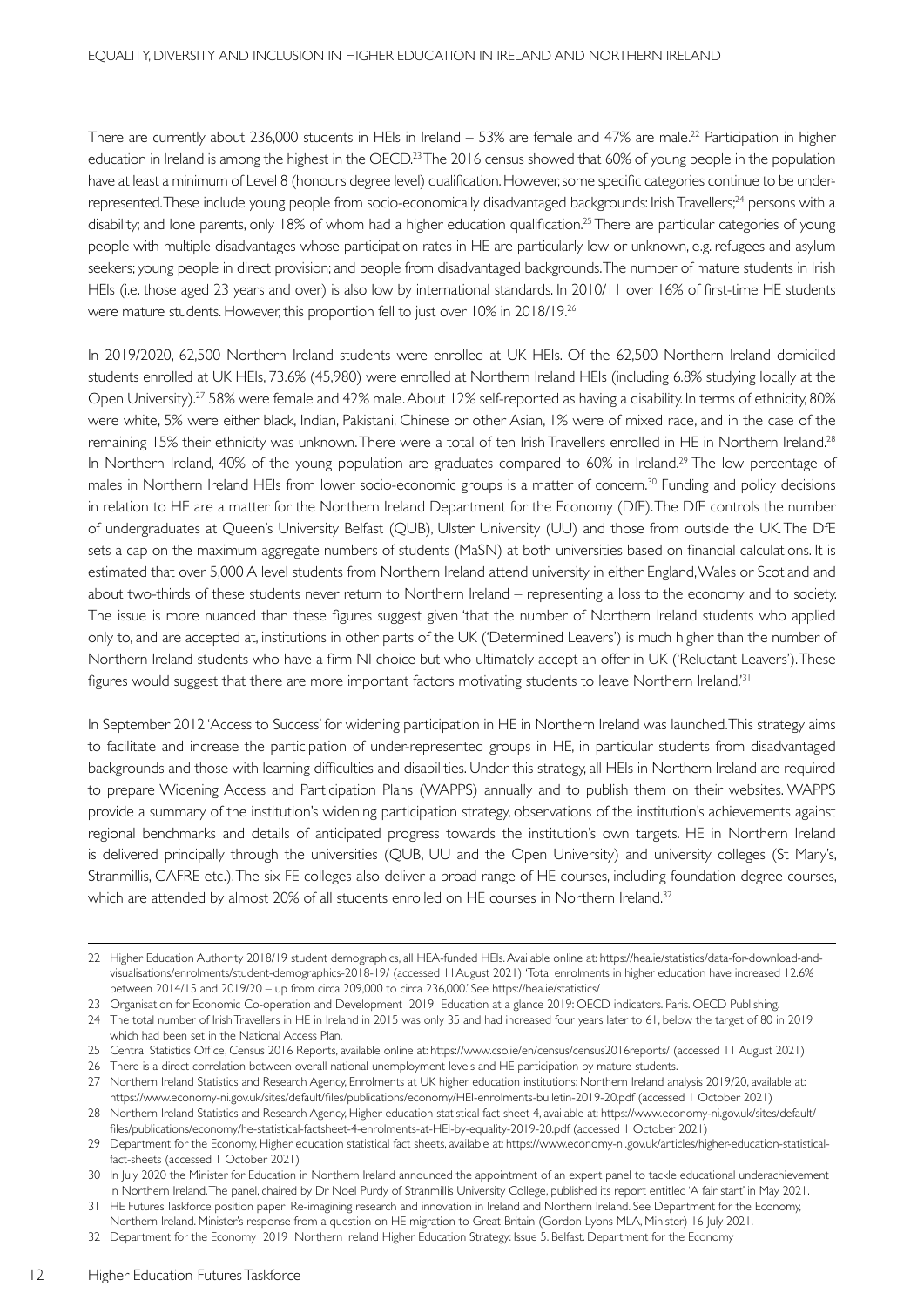There are currently about 236,000 students in HEIs in Ireland – 53% are female and 47% are male.[22] Participation in higher education in Ireland is among the highest in the OECD.[23] The 2016 census showed that 60% of young people in the population have at least a minimum of Level 8 (honours degree level) qualification. However, some specific categories continue to be under-represented. These include young people from socio-economically disadvantaged backgrounds: Irish Travellers;[24] persons with a disability; and lone parents, only 18% of whom had a higher education qualification.[25] There are particular categories of young people with multiple disadvantages whose participation rates in HE are particularly low or unknown, e.g. refugees and asylum seekers; young people in direct provision; and people from disadvantaged backgrounds. The number of mature students in Irish HEIs (i.e. those aged 23 years and over) is also low by international standards. In 2010/11 over 16% of first-time HE students were mature students. However, this proportion fell to just over 10% in 2018/19.[26]

In 2019/2020, 62,500 Northern Ireland students were enrolled at UK HEIs. Of the 62,500 Northern Ireland domiciled students enrolled at UK HEIs, 73.6% (45,980) were enrolled at Northern Ireland HEIs (including 6.8% studying locally at the Open University).[27] 58% were female and 42% male. About 12% self-reported as having a disability. In terms of ethnicity, 80% were white, 5% were either black, Indian, Pakistani, Chinese or other Asian, 1% were of mixed race, and in the case of the remaining 15% their ethnicity was unknown. There were a total of ten Irish Travellers enrolled in HE in Northern Ireland.[28] In Northern Ireland, 40% of the young population are graduates compared to 60% in Ireland.[29] The low percentage of males in Northern Ireland HEIs from lower socio-economic groups is a matter of concern.[30] Funding and policy decisions in relation to HE are a matter for the Northern Ireland Department for the Economy (DfE). The DfE controls the number of undergraduates at Queen's University Belfast (QUB), Ulster University (UU) and those from outside the UK. The DfE sets a cap on the maximum aggregate numbers of students (MaSN) at both universities based on financial calculations. It is estimated that over 5,000 A level students from Northern Ireland attend university in either England, Wales or Scotland and about two-thirds of these students never return to Northern Ireland – representing a loss to the economy and to society. The issue is more nuanced than these figures suggest given 'that the number of Northern Ireland students who applied only to, and are accepted at, institutions in other parts of the UK ('Determined Leavers') is much higher than the number of Northern Ireland students who have a firm NI choice but who ultimately accept an offer in UK ('Reluctant Leavers'). These figures would suggest that there are more important factors motivating students to leave Northern Ireland.'[31]

In September 2012 'Access to Success' for widening participation in HE in Northern Ireland was launched. This strategy aims to facilitate and increase the participation of under-represented groups in HE, in particular students from disadvantaged backgrounds and those with learning difficulties and disabilities. Under this strategy, all HEIs in Northern Ireland are required to prepare Widening Access and Participation Plans (WAPPS) annually and to publish them on their websites. WAPPS provide a summary of the institution's widening participation strategy, observations of the institution's achievements against regional benchmarks and details of anticipated progress towards the institution's own targets. HE in Northern Ireland is delivered principally through the universities (QUB, UU and the Open University) and university colleges (St Mary's, Stranmillis, CAFRE etc.). The six FE colleges also deliver a broad range of HE courses, including foundation degree courses, which are attended by almost 20% of all students enrolled on HE courses in Northern Ireland.[32]

---

22 Higher Education Authority 2018/19 student demographics, all HEA-funded HEIs. Available online at: https://hea.ie/statistics/data-for-download-and-visualisations/enrolments/student-demographics-2018-19/ (accessed 11August 2021). 'Total enrolments in higher education have increased 12.6% between 2014/15 and 2019/20 – up from circa 209,000 to circa 236,000.' See https://hea.ie/statistics/

23 Organisation for Economic Co-operation and Development 2019 Education at a glance 2019: OECD indicators. Paris. OECD Publishing.

24 The total number of Irish Travellers in HE in Ireland in 2015 was only 35 and had increased four years later to 61, below the target of 80 in 2019 which had been set in the National Access Plan.

25 Central Statistics Office, Census 2016 Reports, available online at: https://www.cso.ie/en/census/census2016reports/ (accessed 11 August 2021)

26 There is a direct correlation between overall national unemployment levels and HE participation by mature students.

27 Northern Ireland Statistics and Research Agency, Enrolments at UK higher education institutions: Northern Ireland analysis 2019/20, available at: https://www.economy-ni.gov.uk/sites/default/files/publications/economy/HEI-enrolments-bulletin-2019-20.pdf (accessed 1 October 2021)

28 Northern Ireland Statistics and Research Agency, Higher education statistical fact sheet 4, available at: https://www.economy-ni.gov.uk/sites/default/files/publications/economy/he-statistical-factsheet-4-enrolments-at-HEI-by-equality-2019-20.pdf (accessed 1 October 2021)

29 Department for the Economy, Higher education statistical fact sheets, available at: https://www.economy-ni.gov.uk/articles/higher-education-statistical-fact-sheets (accessed 1 October 2021)

30 In July 2020 the Minister for Education in Northern Ireland announced the appointment of an expert panel to tackle educational underachievement in Northern Ireland. The panel, chaired by Dr Noel Purdy of Stranmillis University College, published its report entitled 'A fair start' in May 2021.

31 HE Futures Taskforce position paper: Re-imagining research and innovation in Ireland and Northern Ireland. See Department for the Economy, Northern Ireland. Minister's response from a question on HE migration to Great Britain (Gordon Lyons MLA, Minister) 16 July 2021.

32 Department for the Economy 2019 Northern Ireland Higher Education Strategy: Issue 5. Belfast. Department for the Economy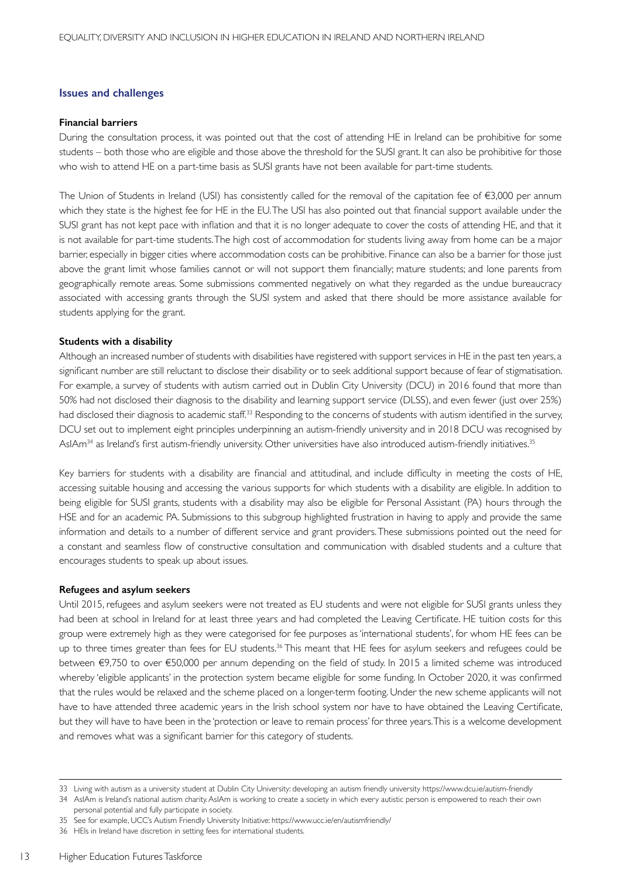## Issues and challenges

### Financial barriers

During the consultation process, it was pointed out that the cost of attending HE in Ireland can be prohibitive for some students – both those who are eligible and those above the threshold for the SUSI grant. It can also be prohibitive for those who wish to attend HE on a part-time basis as SUSI grants have not been available for part-time students.

The Union of Students in Ireland (USI) has consistently called for the removal of the capitation fee of €3,000 per annum which they state is the highest fee for HE in the EU. The USI has also pointed out that financial support available under the SUSI grant has not kept pace with inflation and that it is no longer adequate to cover the costs of attending HE, and that it is not available for part-time students. The high cost of accommodation for students living away from home can be a major barrier, especially in bigger cities where accommodation costs can be prohibitive. Finance can also be a barrier for those just above the grant limit whose families cannot or will not support them financially; mature students; and lone parents from geographically remote areas. Some submissions commented negatively on what they regarded as the undue bureaucracy associated with accessing grants through the SUSI system and asked that there should be more assistance available for students applying for the grant.

### Students with a disability

Although an increased number of students with disabilities have registered with support services in HE in the past ten years, a significant number are still reluctant to disclose their disability or to seek additional support because of fear of stigmatisation. For example, a survey of students with autism carried out in Dublin City University (DCU) in 2016 found that more than 50% had not disclosed their diagnosis to the disability and learning support service (DLSS), and even fewer (just over 25%) had disclosed their diagnosis to academic staff.[33] Responding to the concerns of students with autism identified in the survey, DCU set out to implement eight principles underpinning an autism-friendly university and in 2018 DCU was recognised by AsIAm[34] as Ireland's first autism-friendly university. Other universities have also introduced autism-friendly initiatives.[35]

Key barriers for students with a disability are financial and attitudinal, and include difficulty in meeting the costs of HE, accessing suitable housing and accessing the various supports for which students with a disability are eligible. In addition to being eligible for SUSI grants, students with a disability may also be eligible for Personal Assistant (PA) hours through the HSE and for an academic PA. Submissions to this subgroup highlighted frustration in having to apply and provide the same information and details to a number of different service and grant providers. These submissions pointed out the need for a constant and seamless flow of constructive consultation and communication with disabled students and a culture that encourages students to speak up about issues.

### Refugees and asylum seekers

Until 2015, refugees and asylum seekers were not treated as EU students and were not eligible for SUSI grants unless they had been at school in Ireland for at least three years and had completed the Leaving Certificate. HE tuition costs for this group were extremely high as they were categorised for fee purposes as 'international students', for whom HE fees can be up to three times greater than fees for EU students.[36] This meant that HE fees for asylum seekers and refugees could be between €9,750 to over €50,000 per annum depending on the field of study. In 2015 a limited scheme was introduced whereby 'eligible applicants' in the protection system became eligible for some funding. In October 2020, it was confirmed that the rules would be relaxed and the scheme placed on a longer-term footing. Under the new scheme applicants will not have to have attended three academic years in the Irish school system nor have to have obtained the Leaving Certificate, but they will have to have been in the 'protection or leave to remain process' for three years. This is a welcome development and removes what was a significant barrier for this category of students.

---

33 Living with autism as a university student at Dublin City University: developing an autism friendly university https://www.dcu.ie/autism-friendly

34 AsIAm is Ireland's national autism charity. AsIAm is working to create a society in which every autistic person is empowered to reach their own personal potential and fully participate in society.

35 See for example, UCC's Autism Friendly University Initiative: https://www.ucc.ie/en/autismfriendly/

36 HEIs in Ireland have discretion in setting fees for international students.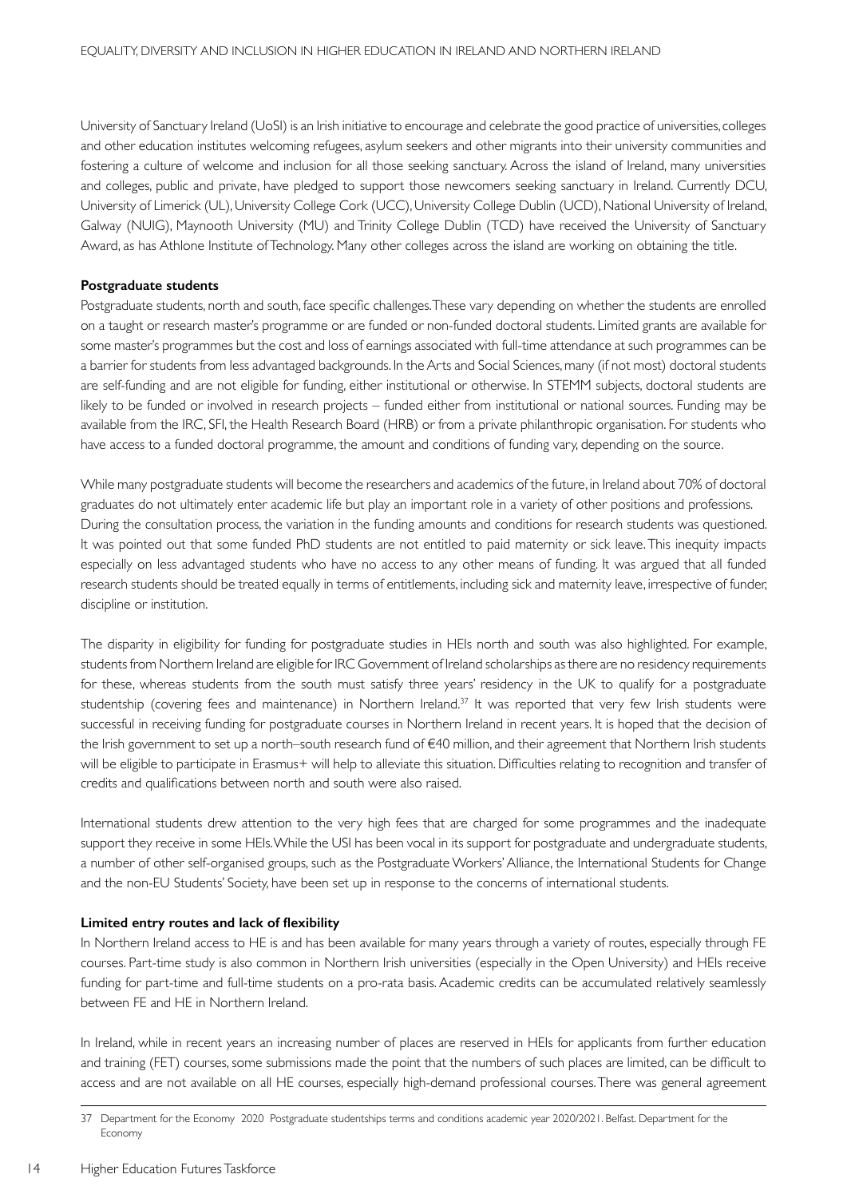University of Sanctuary Ireland (UoSI) is an Irish initiative to encourage and celebrate the good practice of universities, colleges and other education institutes welcoming refugees, asylum seekers and other migrants into their university communities and fostering a culture of welcome and inclusion for all those seeking sanctuary. Across the island of Ireland, many universities and colleges, public and private, have pledged to support those newcomers seeking sanctuary in Ireland. Currently DCU, University of Limerick (UL), University College Cork (UCC), University College Dublin (UCD), National University of Ireland, Galway (NUIG), Maynooth University (MU) and Trinity College Dublin (TCD) have received the University of Sanctuary Award, as has Athlone Institute of Technology. Many other colleges across the island are working on obtaining the title.

**Postgraduate students**

Postgraduate students, north and south, face specific challenges. These vary depending on whether the students are enrolled on a taught or research master's programme or are funded or non-funded doctoral students. Limited grants are available for some master's programmes but the cost and loss of earnings associated with full-time attendance at such programmes can be a barrier for students from less advantaged backgrounds. In the Arts and Social Sciences, many (if not most) doctoral students are self-funding and are not eligible for funding, either institutional or otherwise. In STEMM subjects, doctoral students are likely to be funded or involved in research projects – funded either from institutional or national sources. Funding may be available from the IRC, SFI, the Health Research Board (HRB) or from a private philanthropic organisation. For students who have access to a funded doctoral programme, the amount and conditions of funding vary, depending on the source.

While many postgraduate students will become the researchers and academics of the future, in Ireland about 70% of doctoral graduates do not ultimately enter academic life but play an important role in a variety of other positions and professions. During the consultation process, the variation in the funding amounts and conditions for research students was questioned. It was pointed out that some funded PhD students are not entitled to paid maternity or sick leave. This inequity impacts especially on less advantaged students who have no access to any other means of funding. It was argued that all funded research students should be treated equally in terms of entitlements, including sick and maternity leave, irrespective of funder, discipline or institution.

The disparity in eligibility for funding for postgraduate studies in HEIs north and south was also highlighted. For example, students from Northern Ireland are eligible for IRC Government of Ireland scholarships as there are no residency requirements for these, whereas students from the south must satisfy three years' residency in the UK to qualify for a postgraduate studentship (covering fees and maintenance) in Northern Ireland.[37] It was reported that very few Irish students were successful in receiving funding for postgraduate courses in Northern Ireland in recent years. It is hoped that the decision of the Irish government to set up a north–south research fund of €40 million, and their agreement that Northern Irish students will be eligible to participate in Erasmus+ will help to alleviate this situation. Difficulties relating to recognition and transfer of credits and qualifications between north and south were also raised.

International students drew attention to the very high fees that are charged for some programmes and the inadequate support they receive in some HEIs. While the USI has been vocal in its support for postgraduate and undergraduate students, a number of other self-organised groups, such as the Postgraduate Workers' Alliance, the International Students for Change and the non-EU Students' Society, have been set up in response to the concerns of international students.

**Limited entry routes and lack of flexibility**

In Northern Ireland access to HE is and has been available for many years through a variety of routes, especially through FE courses. Part-time study is also common in Northern Irish universities (especially in the Open University) and HEIs receive funding for part-time and full-time students on a pro-rata basis. Academic credits can be accumulated relatively seamlessly between FE and HE in Northern Ireland.

In Ireland, while in recent years an increasing number of places are reserved in HEIs for applicants from further education and training (FET) courses, some submissions made the point that the numbers of such places are limited, can be difficult to access and are not available on all HE courses, especially high-demand professional courses. There was general agreement

37 Department for the Economy 2020 Postgraduate studentships terms and conditions academic year 2020/2021. Belfast. Department for the Economy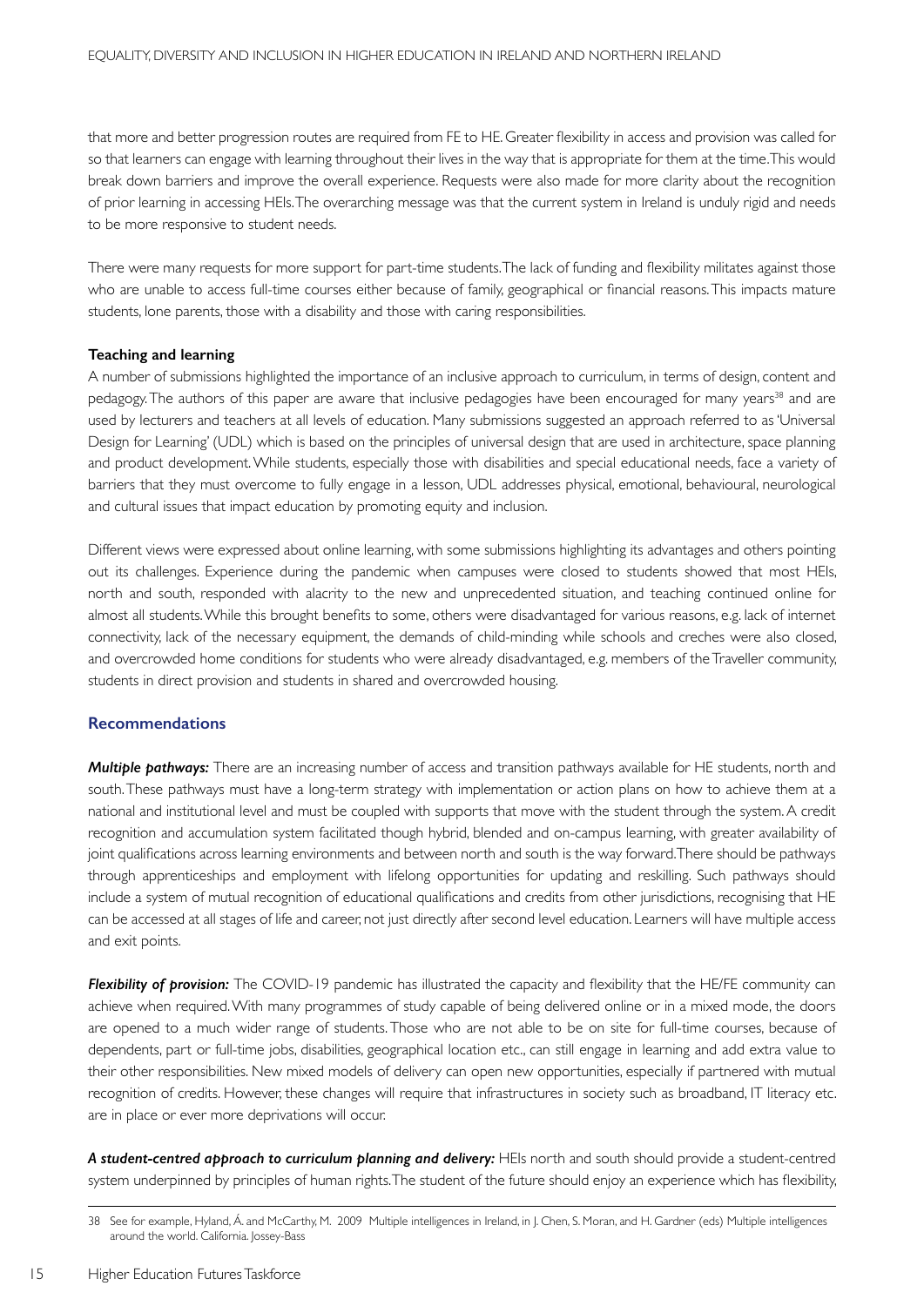that more and better progression routes are required from FE to HE. Greater flexibility in access and provision was called for so that learners can engage with learning throughout their lives in the way that is appropriate for them at the time. This would break down barriers and improve the overall experience. Requests were also made for more clarity about the recognition of prior learning in accessing HEIs. The overarching message was that the current system in Ireland is unduly rigid and needs to be more responsive to student needs.

There were many requests for more support for part-time students. The lack of funding and flexibility militates against those who are unable to access full-time courses either because of family, geographical or financial reasons. This impacts mature students, lone parents, those with a disability and those with caring responsibilities.

**Teaching and learning**

A number of submissions highlighted the importance of an inclusive approach to curriculum, in terms of design, content and pedagogy. The authors of this paper are aware that inclusive pedagogies have been encouraged for many years[38] and are used by lecturers and teachers at all levels of education. Many submissions suggested an approach referred to as 'Universal Design for Learning' (UDL) which is based on the principles of universal design that are used in architecture, space planning and product development. While students, especially those with disabilities and special educational needs, face a variety of barriers that they must overcome to fully engage in a lesson, UDL addresses physical, emotional, behavioural, neurological and cultural issues that impact education by promoting equity and inclusion.

Different views were expressed about online learning, with some submissions highlighting its advantages and others pointing out its challenges. Experience during the pandemic when campuses were closed to students showed that most HEIs, north and south, responded with alacrity to the new and unprecedented situation, and teaching continued online for almost all students. While this brought benefits to some, others were disadvantaged for various reasons, e.g. lack of internet connectivity, lack of the necessary equipment, the demands of child-minding while schools and creches were also closed, and overcrowded home conditions for students who were already disadvantaged, e.g. members of the Traveller community, students in direct provision and students in shared and overcrowded housing.

## Recommendations

***Multiple pathways:*** There are an increasing number of access and transition pathways available for HE students, north and south. These pathways must have a long-term strategy with implementation or action plans on how to achieve them at a national and institutional level and must be coupled with supports that move with the student through the system. A credit recognition and accumulation system facilitated though hybrid, blended and on-campus learning, with greater availability of joint qualifications across learning environments and between north and south is the way forward. There should be pathways through apprenticeships and employment with lifelong opportunities for updating and reskilling. Such pathways should include a system of mutual recognition of educational qualifications and credits from other jurisdictions, recognising that HE can be accessed at all stages of life and career, not just directly after second level education. Learners will have multiple access and exit points.

***Flexibility of provision:*** The COVID-19 pandemic has illustrated the capacity and flexibility that the HE/FE community can achieve when required. With many programmes of study capable of being delivered online or in a mixed mode, the doors are opened to a much wider range of students. Those who are not able to be on site for full-time courses, because of dependents, part or full-time jobs, disabilities, geographical location etc., can still engage in learning and add extra value to their other responsibilities. New mixed models of delivery can open new opportunities, especially if partnered with mutual recognition of credits. However, these changes will require that infrastructures in society such as broadband, IT literacy etc. are in place or ever more deprivations will occur.

***A student-centred approach to curriculum planning and delivery:*** HEIs north and south should provide a student-centred system underpinned by principles of human rights. The student of the future should enjoy an experience which has flexibility,

38 See for example, Hyland, Á. and McCarthy, M. 2009 Multiple intelligences in Ireland, in J. Chen, S. Moran, and H. Gardner (eds) Multiple intelligences around the world. California. Jossey-Bass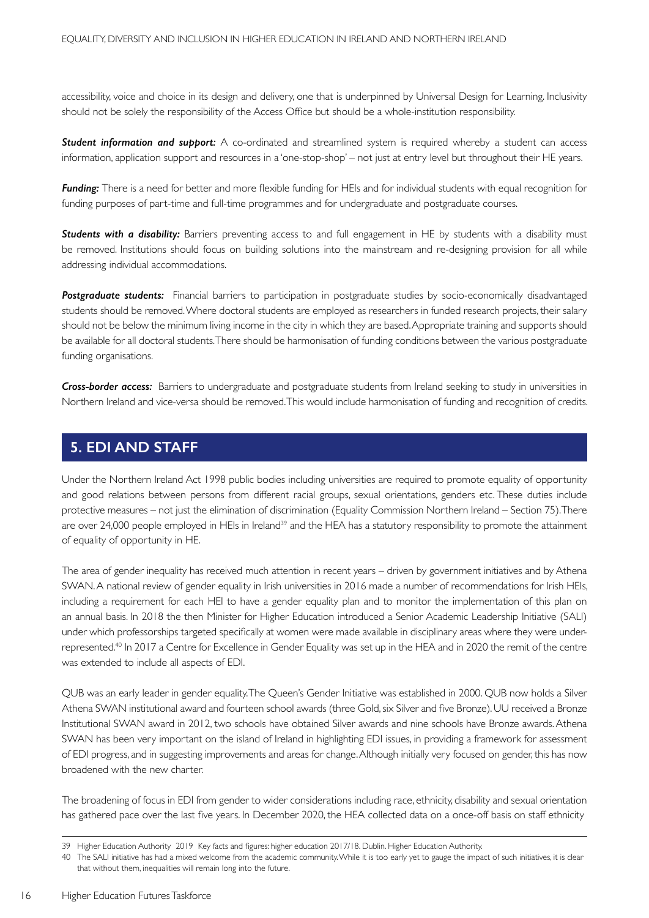accessibility, voice and choice in its design and delivery, one that is underpinned by Universal Design for Learning. Inclusivity should not be solely the responsibility of the Access Office but should be a whole-institution responsibility.

***Student information and support:*** A co-ordinated and streamlined system is required whereby a student can access information, application support and resources in a 'one-stop-shop' – not just at entry level but throughout their HE years.

***Funding:*** There is a need for better and more flexible funding for HEIs and for individual students with equal recognition for funding purposes of part-time and full-time programmes and for undergraduate and postgraduate courses.

***Students with a disability:*** Barriers preventing access to and full engagement in HE by students with a disability must be removed. Institutions should focus on building solutions into the mainstream and re-designing provision for all while addressing individual accommodations.

***Postgraduate students:*** Financial barriers to participation in postgraduate studies by socio-economically disadvantaged students should be removed. Where doctoral students are employed as researchers in funded research projects, their salary should not be below the minimum living income in the city in which they are based. Appropriate training and supports should be available for all doctoral students. There should be harmonisation of funding conditions between the various postgraduate funding organisations.

***Cross-border access:*** Barriers to undergraduate and postgraduate students from Ireland seeking to study in universities in Northern Ireland and vice-versa should be removed. This would include harmonisation of funding and recognition of credits.

## 5. EDI AND STAFF

Under the Northern Ireland Act 1998 public bodies including universities are required to promote equality of opportunity and good relations between persons from different racial groups, sexual orientations, genders etc. These duties include protective measures – not just the elimination of discrimination (Equality Commission Northern Ireland – Section 75). There are over 24,000 people employed in HEIs in Ireland[39] and the HEA has a statutory responsibility to promote the attainment of equality of opportunity in HE.

The area of gender inequality has received much attention in recent years – driven by government initiatives and by Athena SWAN. A national review of gender equality in Irish universities in 2016 made a number of recommendations for Irish HEIs, including a requirement for each HEI to have a gender equality plan and to monitor the implementation of this plan on an annual basis. In 2018 the then Minister for Higher Education introduced a Senior Academic Leadership Initiative (SALI) under which professorships targeted specifically at women were made available in disciplinary areas where they were under-represented.[40] In 2017 a Centre for Excellence in Gender Equality was set up in the HEA and in 2020 the remit of the centre was extended to include all aspects of EDI.

QUB was an early leader in gender equality. The Queen's Gender Initiative was established in 2000. QUB now holds a Silver Athena SWAN institutional award and fourteen school awards (three Gold, six Silver and five Bronze). UU received a Bronze Institutional SWAN award in 2012, two schools have obtained Silver awards and nine schools have Bronze awards. Athena SWAN has been very important on the island of Ireland in highlighting EDI issues, in providing a framework for assessment of EDI progress, and in suggesting improvements and areas for change. Although initially very focused on gender, this has now broadened with the new charter.

The broadening of focus in EDI from gender to wider considerations including race, ethnicity, disability and sexual orientation has gathered pace over the last five years. In December 2020, the HEA collected data on a once-off basis on staff ethnicity

---

39 Higher Education Authority 2019 Key facts and figures: higher education 2017/18. Dublin. Higher Education Authority.

40 The SALI initiative has had a mixed welcome from the academic community. While it is too early yet to gauge the impact of such initiatives, it is clear that without them, inequalities will remain long into the future.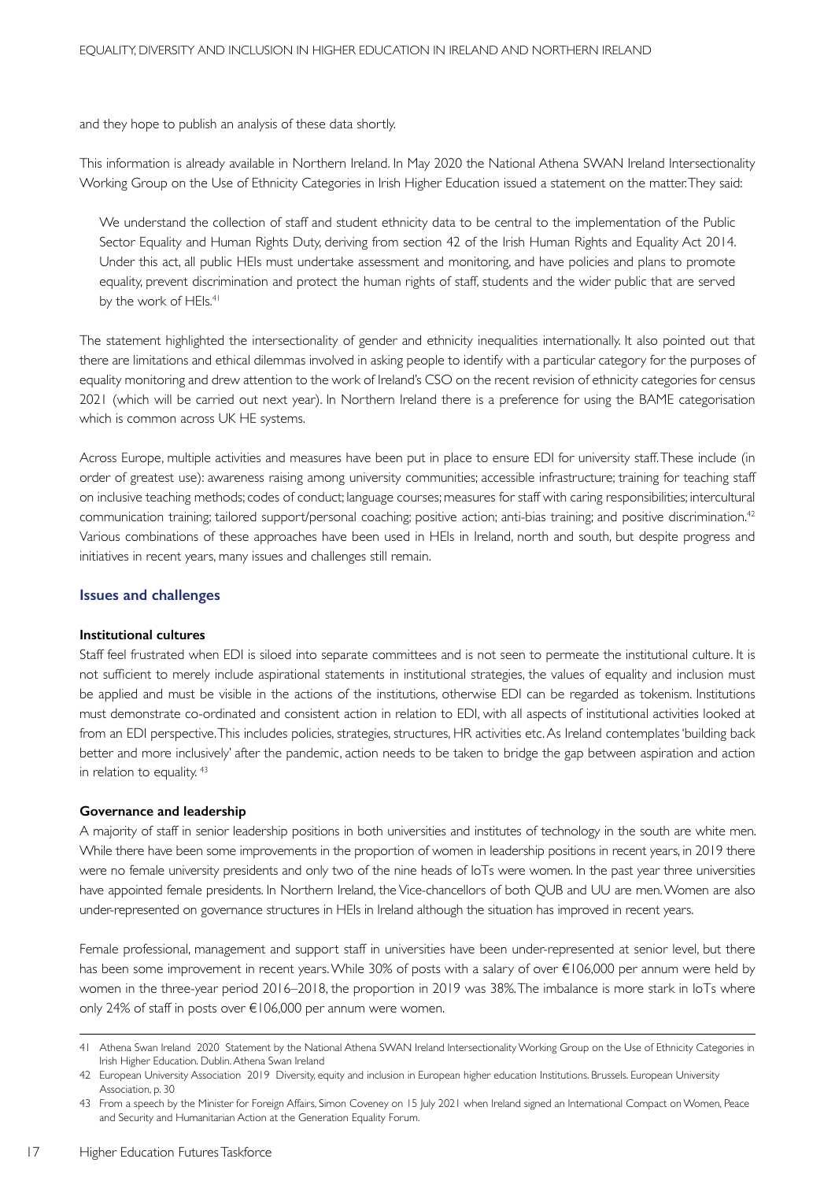and they hope to publish an analysis of these data shortly.

This information is already available in Northern Ireland. In May 2020 the National Athena SWAN Ireland Intersectionality Working Group on the Use of Ethnicity Categories in Irish Higher Education issued a statement on the matter. They said:

> We understand the collection of staff and student ethnicity data to be central to the implementation of the Public Sector Equality and Human Rights Duty, deriving from section 42 of the Irish Human Rights and Equality Act 2014. Under this act, all public HEIs must undertake assessment and monitoring, and have policies and plans to promote equality, prevent discrimination and protect the human rights of staff, students and the wider public that are served by the work of HEIs.[41]

The statement highlighted the intersectionality of gender and ethnicity inequalities internationally. It also pointed out that there are limitations and ethical dilemmas involved in asking people to identify with a particular category for the purposes of equality monitoring and drew attention to the work of Ireland's CSO on the recent revision of ethnicity categories for census 2021 (which will be carried out next year). In Northern Ireland there is a preference for using the BAME categorisation which is common across UK HE systems.

Across Europe, multiple activities and measures have been put in place to ensure EDI for university staff. These include (in order of greatest use): awareness raising among university communities; accessible infrastructure; training for teaching staff on inclusive teaching methods; codes of conduct; language courses; measures for staff with caring responsibilities; intercultural communication training; tailored support/personal coaching; positive action; anti-bias training; and positive discrimination.[42] Various combinations of these approaches have been used in HEIs in Ireland, north and south, but despite progress and initiatives in recent years, many issues and challenges still remain.

## Issues and challenges

### Institutional cultures

Staff feel frustrated when EDI is siloed into separate committees and is not seen to permeate the institutional culture. It is not sufficient to merely include aspirational statements in institutional strategies, the values of equality and inclusion must be applied and must be visible in the actions of the institutions, otherwise EDI can be regarded as tokenism. Institutions must demonstrate co-ordinated and consistent action in relation to EDI, with all aspects of institutional activities looked at from an EDI perspective. This includes policies, strategies, structures, HR activities etc. As Ireland contemplates 'building back better and more inclusively' after the pandemic, action needs to be taken to bridge the gap between aspiration and action in relation to equality.[43]

### Governance and leadership

A majority of staff in senior leadership positions in both universities and institutes of technology in the south are white men. While there have been some improvements in the proportion of women in leadership positions in recent years, in 2019 there were no female university presidents and only two of the nine heads of IoTs were women. In the past year three universities have appointed female presidents. In Northern Ireland, the Vice-chancellors of both QUB and UU are men. Women are also under-represented on governance structures in HEIs in Ireland although the situation has improved in recent years.

Female professional, management and support staff in universities have been under-represented at senior level, but there has been some improvement in recent years. While 30% of posts with a salary of over €106,000 per annum were held by women in the three-year period 2016–2018, the proportion in 2019 was 38%. The imbalance is more stark in IoTs where only 24% of staff in posts over €106,000 per annum were women.

---

41 Athena Swan Ireland 2020 Statement by the National Athena SWAN Ireland Intersectionality Working Group on the Use of Ethnicity Categories in Irish Higher Education. Dublin. Athena Swan Ireland

42 European University Association 2019 Diversity, equity and inclusion in European higher education Institutions. Brussels. European University Association, p. 30

43 From a speech by the Minister for Foreign Affairs, Simon Coveney on 15 July 2021 when Ireland signed an International Compact on Women, Peace and Security and Humanitarian Action at the Generation Equality Forum.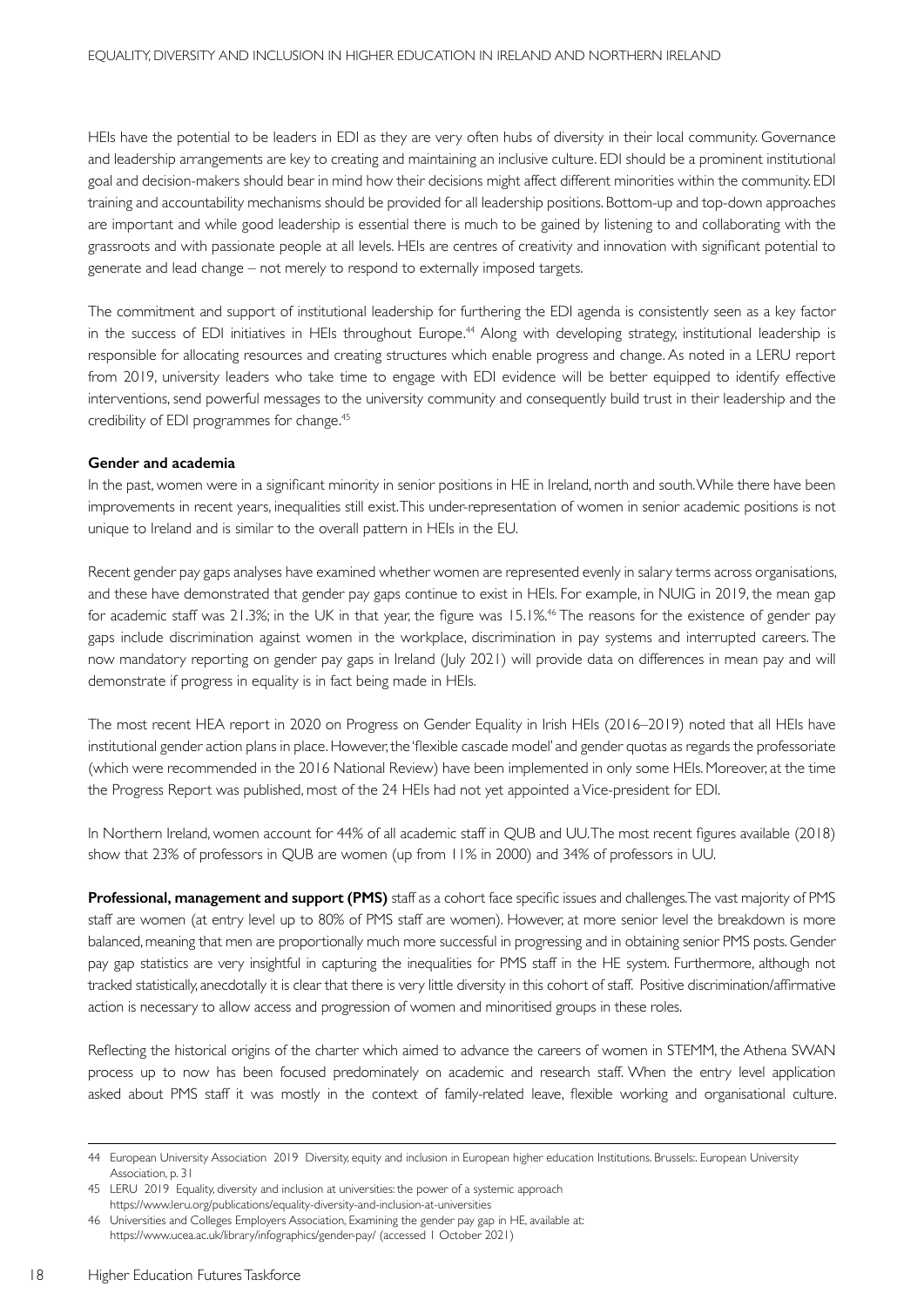HEIs have the potential to be leaders in EDI as they are very often hubs of diversity in their local community. Governance and leadership arrangements are key to creating and maintaining an inclusive culture. EDI should be a prominent institutional goal and decision-makers should bear in mind how their decisions might affect different minorities within the community. EDI training and accountability mechanisms should be provided for all leadership positions. Bottom-up and top-down approaches are important and while good leadership is essential there is much to be gained by listening to and collaborating with the grassroots and with passionate people at all levels. HEIs are centres of creativity and innovation with significant potential to generate and lead change – not merely to respond to externally imposed targets.

The commitment and support of institutional leadership for furthering the EDI agenda is consistently seen as a key factor in the success of EDI initiatives in HEIs throughout Europe.[44] Along with developing strategy, institutional leadership is responsible for allocating resources and creating structures which enable progress and change. As noted in a LERU report from 2019, university leaders who take time to engage with EDI evidence will be better equipped to identify effective interventions, send powerful messages to the university community and consequently build trust in their leadership and the credibility of EDI programmes for change.[45]

**Gender and academia**

In the past, women were in a significant minority in senior positions in HE in Ireland, north and south. While there have been improvements in recent years, inequalities still exist. This under-representation of women in senior academic positions is not unique to Ireland and is similar to the overall pattern in HEIs in the EU.

Recent gender pay gaps analyses have examined whether women are represented evenly in salary terms across organisations, and these have demonstrated that gender pay gaps continue to exist in HEIs. For example, in NUIG in 2019, the mean gap for academic staff was 21.3%; in the UK in that year, the figure was 15.1%.[46] The reasons for the existence of gender pay gaps include discrimination against women in the workplace, discrimination in pay systems and interrupted careers. The now mandatory reporting on gender pay gaps in Ireland (July 2021) will provide data on differences in mean pay and will demonstrate if progress in equality is in fact being made in HEIs.

The most recent HEA report in 2020 on Progress on Gender Equality in Irish HEIs (2016–2019) noted that all HEIs have institutional gender action plans in place. However, the 'flexible cascade model' and gender quotas as regards the professoriate (which were recommended in the 2016 National Review) have been implemented in only some HEIs. Moreover, at the time the Progress Report was published, most of the 24 HEIs had not yet appointed a Vice-president for EDI.

In Northern Ireland, women account for 44% of all academic staff in QUB and UU. The most recent figures available (2018) show that 23% of professors in QUB are women (up from 11% in 2000) and 34% of professors in UU.

**Professional, management and support (PMS)** staff as a cohort face specific issues and challenges. The vast majority of PMS staff are women (at entry level up to 80% of PMS staff are women). However, at more senior level the breakdown is more balanced, meaning that men are proportionally much more successful in progressing and in obtaining senior PMS posts. Gender pay gap statistics are very insightful in capturing the inequalities for PMS staff in the HE system. Furthermore, although not tracked statistically, anecdotally it is clear that there is very little diversity in this cohort of staff. Positive discrimination/affirmative action is necessary to allow access and progression of women and minoritised groups in these roles.

Reflecting the historical origins of the charter which aimed to advance the careers of women in STEMM, the Athena SWAN process up to now has been focused predominately on academic and research staff. When the entry level application asked about PMS staff it was mostly in the context of family-related leave, flexible working and organisational culture.

---

44 European University Association 2019 Diversity, equity and inclusion in European higher education Institutions. Brussels:. European University Association, p. 31

45 LERU 2019 Equality, diversity and inclusion at universities: the power of a systemic approach https://www.leru.org/publications/equality-diversity-and-inclusion-at-universities

46 Universities and Colleges Employers Association, Examining the gender pay gap in HE, available at: https://www.ucea.ac.uk/library/infographics/gender-pay/ (accessed 1 October 2021)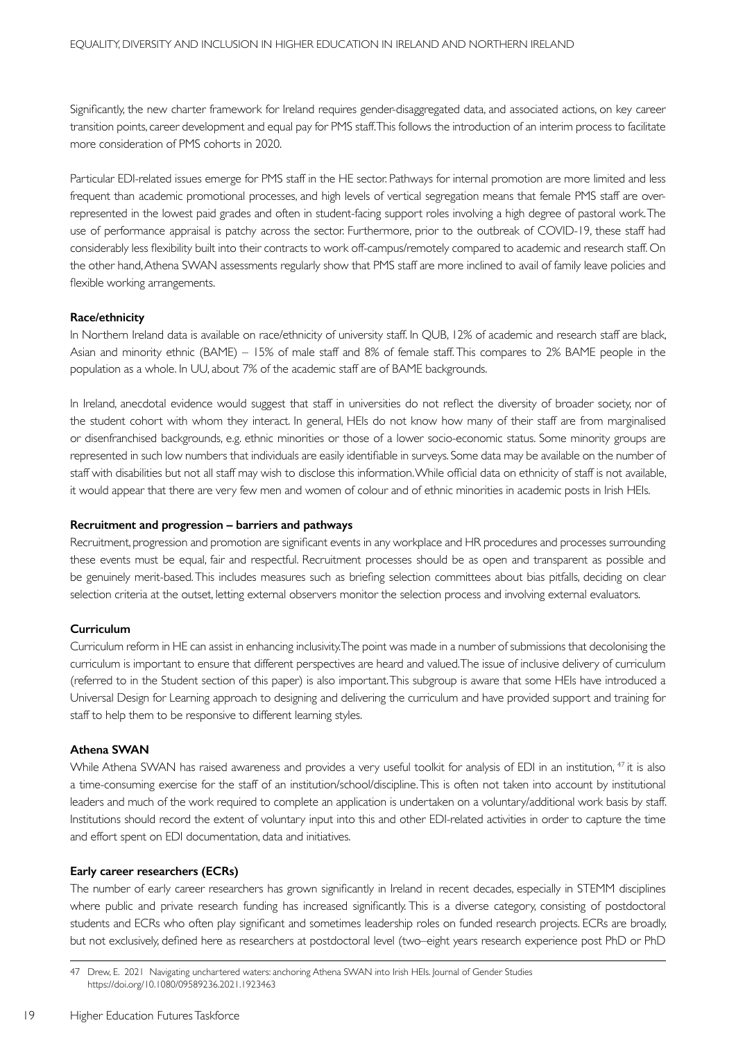Significantly, the new charter framework for Ireland requires gender-disaggregated data, and associated actions, on key career transition points, career development and equal pay for PMS staff. This follows the introduction of an interim process to facilitate more consideration of PMS cohorts in 2020.

Particular EDI-related issues emerge for PMS staff in the HE sector. Pathways for internal promotion are more limited and less frequent than academic promotional processes, and high levels of vertical segregation means that female PMS staff are over-represented in the lowest paid grades and often in student-facing support roles involving a high degree of pastoral work. The use of performance appraisal is patchy across the sector. Furthermore, prior to the outbreak of COVID-19, these staff had considerably less flexibility built into their contracts to work off-campus/remotely compared to academic and research staff. On the other hand, Athena SWAN assessments regularly show that PMS staff are more inclined to avail of family leave policies and flexible working arrangements.

**Race/ethnicity**

In Northern Ireland data is available on race/ethnicity of university staff. In QUB, 12% of academic and research staff are black, Asian and minority ethnic (BAME) – 15% of male staff and 8% of female staff. This compares to 2% BAME people in the population as a whole. In UU, about 7% of the academic staff are of BAME backgrounds.

In Ireland, anecdotal evidence would suggest that staff in universities do not reflect the diversity of broader society, nor of the student cohort with whom they interact. In general, HEIs do not know how many of their staff are from marginalised or disenfranchised backgrounds, e.g. ethnic minorities or those of a lower socio-economic status. Some minority groups are represented in such low numbers that individuals are easily identifiable in surveys. Some data may be available on the number of staff with disabilities but not all staff may wish to disclose this information. While official data on ethnicity of staff is not available, it would appear that there are very few men and women of colour and of ethnic minorities in academic posts in Irish HEIs.

**Recruitment and progression – barriers and pathways**

Recruitment, progression and promotion are significant events in any workplace and HR procedures and processes surrounding these events must be equal, fair and respectful. Recruitment processes should be as open and transparent as possible and be genuinely merit-based. This includes measures such as briefing selection committees about bias pitfalls, deciding on clear selection criteria at the outset, letting external observers monitor the selection process and involving external evaluators.

**Curriculum**

Curriculum reform in HE can assist in enhancing inclusivity. The point was made in a number of submissions that decolonising the curriculum is important to ensure that different perspectives are heard and valued. The issue of inclusive delivery of curriculum (referred to in the Student section of this paper) is also important. This subgroup is aware that some HEIs have introduced a Universal Design for Learning approach to designing and delivering the curriculum and have provided support and training for staff to help them to be responsive to different learning styles.

**Athena SWAN**

While Athena SWAN has raised awareness and provides a very useful toolkit for analysis of EDI in an institution, [47] it is also a time-consuming exercise for the staff of an institution/school/discipline. This is often not taken into account by institutional leaders and much of the work required to complete an application is undertaken on a voluntary/additional work basis by staff. Institutions should record the extent of voluntary input into this and other EDI-related activities in order to capture the time and effort spent on EDI documentation, data and initiatives.

**Early career researchers (ECRs)**

The number of early career researchers has grown significantly in Ireland in recent decades, especially in STEMM disciplines where public and private research funding has increased significantly. This is a diverse category, consisting of postdoctoral students and ECRs who often play significant and sometimes leadership roles on funded research projects. ECRs are broadly, but not exclusively, defined here as researchers at postdoctoral level (two–eight years research experience post PhD or PhD

---

47 Drew, E. 2021 Navigating unchartered waters: anchoring Athena SWAN into Irish HEIs. Journal of Gender Studies https://doi.org/10.1080/09589236.2021.1923463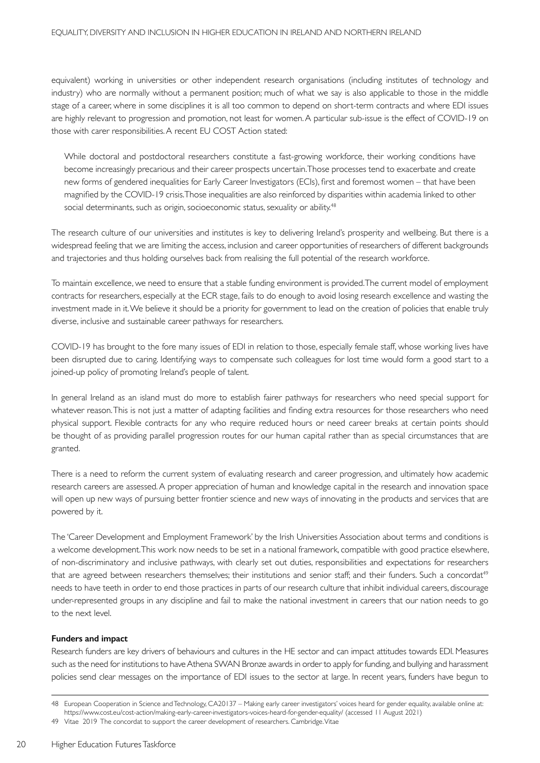equivalent) working in universities or other independent research organisations (including institutes of technology and industry) who are normally without a permanent position; much of what we say is also applicable to those in the middle stage of a career, where in some disciplines it is all too common to depend on short-term contracts and where EDI issues are highly relevant to progression and promotion, not least for women. A particular sub-issue is the effect of COVID-19 on those with carer responsibilities. A recent EU COST Action stated:

> While doctoral and postdoctoral researchers constitute a fast-growing workforce, their working conditions have become increasingly precarious and their career prospects uncertain. Those processes tend to exacerbate and create new forms of gendered inequalities for Early Career Investigators (ECIs), first and foremost women – that have been magnified by the COVID-19 crisis. Those inequalities are also reinforced by disparities within academia linked to other social determinants, such as origin, socioeconomic status, sexuality or ability.[48]

The research culture of our universities and institutes is key to delivering Ireland's prosperity and wellbeing. But there is a widespread feeling that we are limiting the access, inclusion and career opportunities of researchers of different backgrounds and trajectories and thus holding ourselves back from realising the full potential of the research workforce.

To maintain excellence, we need to ensure that a stable funding environment is provided. The current model of employment contracts for researchers, especially at the ECR stage, fails to do enough to avoid losing research excellence and wasting the investment made in it. We believe it should be a priority for government to lead on the creation of policies that enable truly diverse, inclusive and sustainable career pathways for researchers.

COVID-19 has brought to the fore many issues of EDI in relation to those, especially female staff, whose working lives have been disrupted due to caring. Identifying ways to compensate such colleagues for lost time would form a good start to a joined-up policy of promoting Ireland's people of talent.

In general Ireland as an island must do more to establish fairer pathways for researchers who need special support for whatever reason. This is not just a matter of adapting facilities and finding extra resources for those researchers who need physical support. Flexible contracts for any who require reduced hours or need career breaks at certain points should be thought of as providing parallel progression routes for our human capital rather than as special circumstances that are granted.

There is a need to reform the current system of evaluating research and career progression, and ultimately how academic research careers are assessed. A proper appreciation of human and knowledge capital in the research and innovation space will open up new ways of pursuing better frontier science and new ways of innovating in the products and services that are powered by it.

The 'Career Development and Employment Framework' by the Irish Universities Association about terms and conditions is a welcome development. This work now needs to be set in a national framework, compatible with good practice elsewhere, of non-discriminatory and inclusive pathways, with clearly set out duties, responsibilities and expectations for researchers that are agreed between researchers themselves; their institutions and senior staff; and their funders. Such a concordat[49] needs to have teeth in order to end those practices in parts of our research culture that inhibit individual careers, discourage under-represented groups in any discipline and fail to make the national investment in careers that our nation needs to go to the next level.

**Funders and impact**

Research funders are key drivers of behaviours and cultures in the HE sector and can impact attitudes towards EDI. Measures such as the need for institutions to have Athena SWAN Bronze awards in order to apply for funding, and bullying and harassment policies send clear messages on the importance of EDI issues to the sector at large. In recent years, funders have begun to

---

48 European Cooperation in Science and Technology, CA20137 – Making early career investigators' voices heard for gender equality, available online at: https://www.cost.eu/cost-action/making-early-career-investigators-voices-heard-for-gender-equality/ (accessed 11 August 2021)

49 Vitae 2019 The concordat to support the career development of researchers. Cambridge. Vitae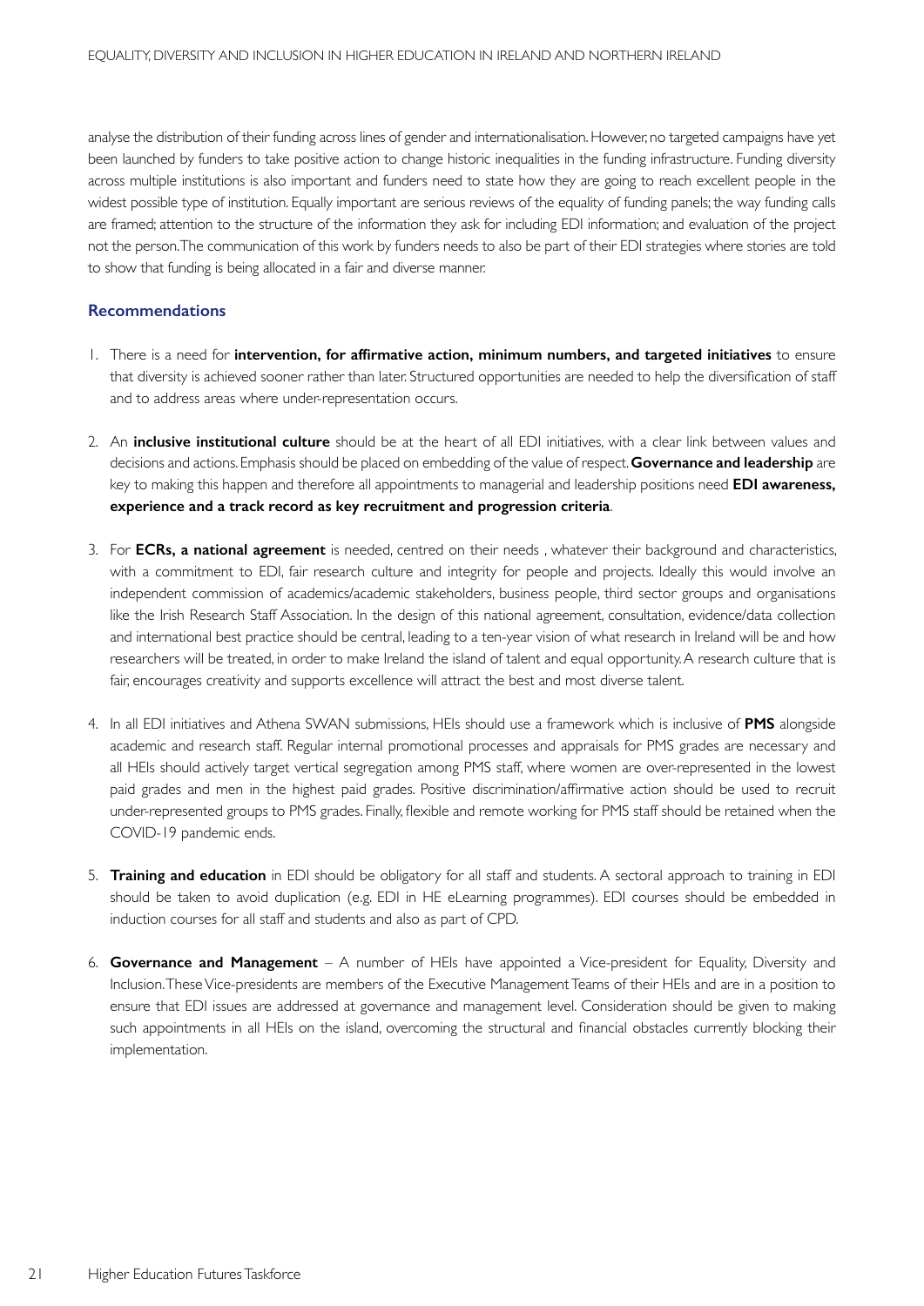analyse the distribution of their funding across lines of gender and internationalisation. However, no targeted campaigns have yet been launched by funders to take positive action to change historic inequalities in the funding infrastructure. Funding diversity across multiple institutions is also important and funders need to state how they are going to reach excellent people in the widest possible type of institution. Equally important are serious reviews of the equality of funding panels; the way funding calls are framed; attention to the structure of the information they ask for including EDI information; and evaluation of the project not the person. The communication of this work by funders needs to also be part of their EDI strategies where stories are told to show that funding is being allocated in a fair and diverse manner.

### Recommendations

1. There is a need for **intervention, for affirmative action, minimum numbers, and targeted initiatives** to ensure that diversity is achieved sooner rather than later. Structured opportunities are needed to help the diversification of staff and to address areas where under-representation occurs.

2. An **inclusive institutional culture** should be at the heart of all EDI initiatives, with a clear link between values and decisions and actions. Emphasis should be placed on embedding of the value of respect. **Governance and leadership** are key to making this happen and therefore all appointments to managerial and leadership positions need **EDI awareness, experience and a track record as key recruitment and progression criteria**.

3. For **ECRs, a national agreement** is needed, centred on their needs , whatever their background and characteristics, with a commitment to EDI, fair research culture and integrity for people and projects. Ideally this would involve an independent commission of academics/academic stakeholders, business people, third sector groups and organisations like the Irish Research Staff Association. In the design of this national agreement, consultation, evidence/data collection and international best practice should be central, leading to a ten-year vision of what research in Ireland will be and how researchers will be treated, in order to make Ireland the island of talent and equal opportunity. A research culture that is fair, encourages creativity and supports excellence will attract the best and most diverse talent.

4. In all EDI initiatives and Athena SWAN submissions, HEIs should use a framework which is inclusive of **PMS** alongside academic and research staff. Regular internal promotional processes and appraisals for PMS grades are necessary and all HEIs should actively target vertical segregation among PMS staff, where women are over-represented in the lowest paid grades and men in the highest paid grades. Positive discrimination/affirmative action should be used to recruit under-represented groups to PMS grades. Finally, flexible and remote working for PMS staff should be retained when the COVID-19 pandemic ends.

5. **Training and education** in EDI should be obligatory for all staff and students. A sectoral approach to training in EDI should be taken to avoid duplication (e.g. EDI in HE eLearning programmes). EDI courses should be embedded in induction courses for all staff and students and also as part of CPD.

6. **Governance and Management** – A number of HEIs have appointed a Vice-president for Equality, Diversity and Inclusion. These Vice-presidents are members of the Executive Management Teams of their HEIs and are in a position to ensure that EDI issues are addressed at governance and management level. Consideration should be given to making such appointments in all HEIs on the island, overcoming the structural and financial obstacles currently blocking their implementation.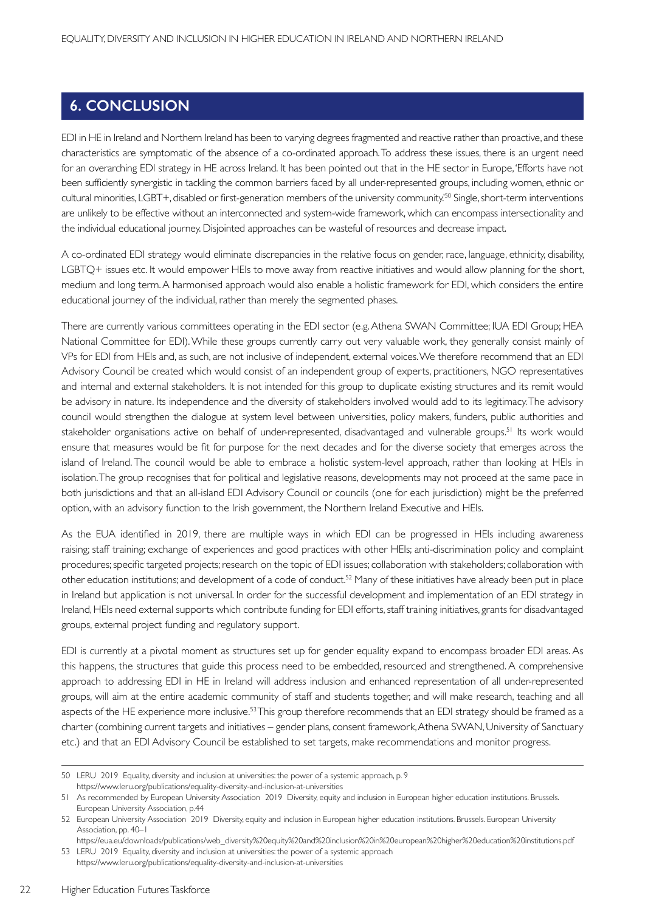## 6. CONCLUSION

EDI in HE in Ireland and Northern Ireland has been to varying degrees fragmented and reactive rather than proactive, and these characteristics are symptomatic of the absence of a co-ordinated approach. To address these issues, there is an urgent need for an overarching EDI strategy in HE across Ireland. It has been pointed out that in the HE sector in Europe, 'Efforts have not been sufficiently synergistic in tackling the common barriers faced by all under-represented groups, including women, ethnic or cultural minorities, LGBT+, disabled or first-generation members of the university community.'[50] Single, short-term interventions are unlikely to be effective without an interconnected and system-wide framework, which can encompass intersectionality and the individual educational journey. Disjointed approaches can be wasteful of resources and decrease impact.

A co-ordinated EDI strategy would eliminate discrepancies in the relative focus on gender, race, language, ethnicity, disability, LGBTQ+ issues etc. It would empower HEIs to move away from reactive initiatives and would allow planning for the short, medium and long term. A harmonised approach would also enable a holistic framework for EDI, which considers the entire educational journey of the individual, rather than merely the segmented phases.

There are currently various committees operating in the EDI sector (e.g. Athena SWAN Committee; IUA EDI Group; HEA National Committee for EDI). While these groups currently carry out very valuable work, they generally consist mainly of VPs for EDI from HEIs and, as such, are not inclusive of independent, external voices. We therefore recommend that an EDI Advisory Council be created which would consist of an independent group of experts, practitioners, NGO representatives and internal and external stakeholders. It is not intended for this group to duplicate existing structures and its remit would be advisory in nature. Its independence and the diversity of stakeholders involved would add to its legitimacy. The advisory council would strengthen the dialogue at system level between universities, policy makers, funders, public authorities and stakeholder organisations active on behalf of under-represented, disadvantaged and vulnerable groups.[51] Its work would ensure that measures would be fit for purpose for the next decades and for the diverse society that emerges across the island of Ireland. The council would be able to embrace a holistic system-level approach, rather than looking at HEIs in isolation. The group recognises that for political and legislative reasons, developments may not proceed at the same pace in both jurisdictions and that an all-island EDI Advisory Council or councils (one for each jurisdiction) might be the preferred option, with an advisory function to the Irish government, the Northern Ireland Executive and HEIs.

As the EUA identified in 2019, there are multiple ways in which EDI can be progressed in HEIs including awareness raising; staff training; exchange of experiences and good practices with other HEIs; anti-discrimination policy and complaint procedures; specific targeted projects; research on the topic of EDI issues; collaboration with stakeholders; collaboration with other education institutions; and development of a code of conduct.[52] Many of these initiatives have already been put in place in Ireland but application is not universal. In order for the successful development and implementation of an EDI strategy in Ireland, HEIs need external supports which contribute funding for EDI efforts, staff training initiatives, grants for disadvantaged groups, external project funding and regulatory support.

EDI is currently at a pivotal moment as structures set up for gender equality expand to encompass broader EDI areas. As this happens, the structures that guide this process need to be embedded, resourced and strengthened. A comprehensive approach to addressing EDI in HE in Ireland will address inclusion and enhanced representation of all under-represented groups, will aim at the entire academic community of staff and students together, and will make research, teaching and all aspects of the HE experience more inclusive.[53] This group therefore recommends that an EDI strategy should be framed as a charter (combining current targets and initiatives – gender plans, consent framework, Athena SWAN, University of Sanctuary etc.) and that an EDI Advisory Council be established to set targets, make recommendations and monitor progress.

---

50 LERU 2019 Equality, diversity and inclusion at universities: the power of a systemic approach, p. 9 https://www.leru.org/publications/equality-diversity-and-inclusion-at-universities

51 As recommended by European University Association 2019 Diversity, equity and inclusion in European higher education institutions. Brussels. European University Association, p.44

52 European University Association 2019 Diversity, equity and inclusion in European higher education institutions. Brussels. European University Association, pp. 40–1 https://eua.eu/downloads/publications/web_diversity%20equity%20and%20inclusion%20in%20european%20higher%20education%20institutions.pdf

53 LERU 2019 Equality, diversity and inclusion at universities: the power of a systemic approach https://www.leru.org/publications/equality-diversity-and-inclusion-at-universities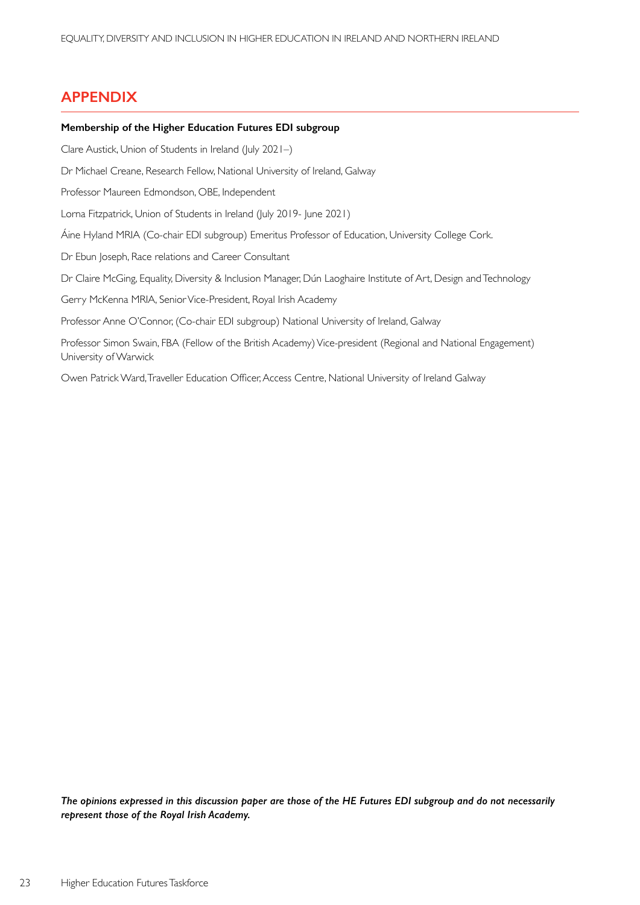## APPENDIX

**Membership of the Higher Education Futures EDI subgroup**

Clare Austick, Union of Students in Ireland (July 2021–)

Dr Michael Creane, Research Fellow, National University of Ireland, Galway

Professor Maureen Edmondson, OBE, Independent

Lorna Fitzpatrick, Union of Students in Ireland (July 2019- June 2021)

Áine Hyland MRIA (Co-chair EDI subgroup) Emeritus Professor of Education, University College Cork.

Dr Ebun Joseph, Race relations and Career Consultant

Dr Claire McGing, Equality, Diversity & Inclusion Manager, Dún Laoghaire Institute of Art, Design and Technology

Gerry McKenna MRIA, Senior Vice-President, Royal Irish Academy

Professor Anne O'Connor, (Co-chair EDI subgroup) National University of Ireland, Galway

Professor Simon Swain, FBA (Fellow of the British Academy) Vice-president (Regional and National Engagement) University of Warwick

Owen Patrick Ward, Traveller Education Officer, Access Centre, National University of Ireland Galway

***The opinions expressed in this discussion paper are those of the HE Futures EDI subgroup and do not necessarily represent those of the Royal Irish Academy.***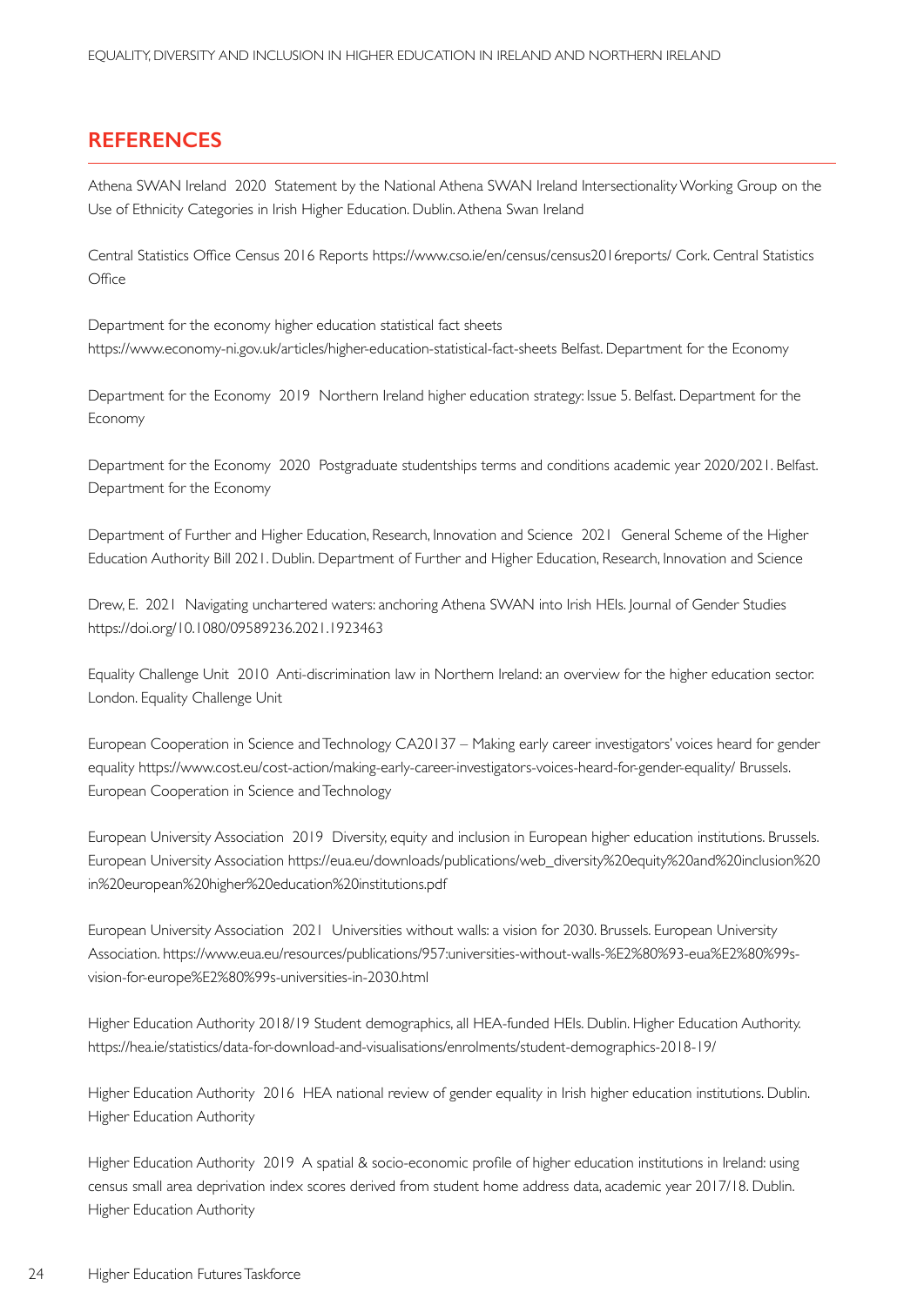## REFERENCES

Athena SWAN Ireland 2020 Statement by the National Athena SWAN Ireland Intersectionality Working Group on the Use of Ethnicity Categories in Irish Higher Education. Dublin. Athena Swan Ireland

Central Statistics Office Census 2016 Reports https://www.cso.ie/en/census/census2016reports/ Cork. Central Statistics Office

Department for the economy higher education statistical fact sheets https://www.economy-ni.gov.uk/articles/higher-education-statistical-fact-sheets Belfast. Department for the Economy

Department for the Economy 2019 Northern Ireland higher education strategy: Issue 5. Belfast. Department for the Economy

Department for the Economy 2020 Postgraduate studentships terms and conditions academic year 2020/2021. Belfast. Department for the Economy

Department of Further and Higher Education, Research, Innovation and Science 2021 General Scheme of the Higher Education Authority Bill 2021. Dublin. Department of Further and Higher Education, Research, Innovation and Science

Drew, E. 2021 Navigating unchartered waters: anchoring Athena SWAN into Irish HEIs. Journal of Gender Studies https://doi.org/10.1080/09589236.2021.1923463

Equality Challenge Unit 2010 Anti-discrimination law in Northern Ireland: an overview for the higher education sector. London. Equality Challenge Unit

European Cooperation in Science and Technology CA20137 – Making early career investigators' voices heard for gender equality https://www.cost.eu/cost-action/making-early-career-investigators-voices-heard-for-gender-equality/ Brussels. European Cooperation in Science and Technology

European University Association 2019 Diversity, equity and inclusion in European higher education institutions. Brussels. European University Association https://eua.eu/downloads/publications/web_diversity%20equity%20and%20inclusion%20in%20european%20higher%20education%20institutions.pdf

European University Association 2021 Universities without walls: a vision for 2030. Brussels. European University Association. https://www.eua.eu/resources/publications/957:universities-without-walls-%E2%80%93-eua%E2%80%99s-vision-for-europe%E2%80%99s-universities-in-2030.html

Higher Education Authority 2018/19 Student demographics, all HEA-funded HEIs. Dublin. Higher Education Authority. https://hea.ie/statistics/data-for-download-and-visualisations/enrolments/student-demographics-2018-19/

Higher Education Authority 2016 HEA national review of gender equality in Irish higher education institutions. Dublin. Higher Education Authority

Higher Education Authority 2019 A spatial & socio-economic profile of higher education institutions in Ireland: using census small area deprivation index scores derived from student home address data, academic year 2017/18. Dublin. Higher Education Authority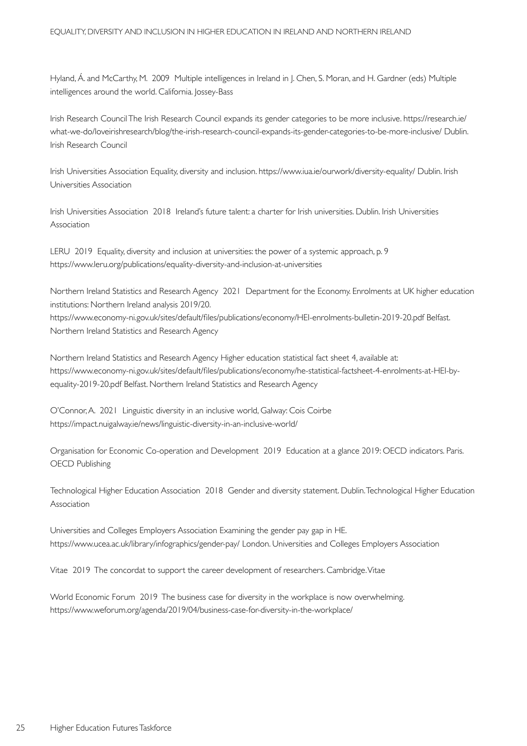Hyland, Á. and McCarthy, M. 2009 Multiple intelligences in Ireland in J. Chen, S. Moran, and H. Gardner (eds) Multiple intelligences around the world. California. Jossey-Bass

Irish Research Council The Irish Research Council expands its gender categories to be more inclusive. https://research.ie/what-we-do/loveirishresearch/blog/the-irish-research-council-expands-its-gender-categories-to-be-more-inclusive/ Dublin. Irish Research Council

Irish Universities Association Equality, diversity and inclusion. https://www.iua.ie/ourwork/diversity-equality/ Dublin. Irish Universities Association

Irish Universities Association 2018 Ireland's future talent: a charter for Irish universities. Dublin. Irish Universities Association

LERU 2019 Equality, diversity and inclusion at universities: the power of a systemic approach, p. 9 https://www.leru.org/publications/equality-diversity-and-inclusion-at-universities

Northern Ireland Statistics and Research Agency 2021 Department for the Economy. Enrolments at UK higher education institutions: Northern Ireland analysis 2019/20. https://www.economy-ni.gov.uk/sites/default/files/publications/economy/HEI-enrolments-bulletin-2019-20.pdf Belfast. Northern Ireland Statistics and Research Agency

Northern Ireland Statistics and Research Agency Higher education statistical fact sheet 4, available at: https://www.economy-ni.gov.uk/sites/default/files/publications/economy/he-statistical-factsheet-4-enrolments-at-HEI-by-equality-2019-20.pdf Belfast. Northern Ireland Statistics and Research Agency

O'Connor, A. 2021 Linguistic diversity in an inclusive world, Galway: Cois Coirbe https://impact.nuigalway.ie/news/linguistic-diversity-in-an-inclusive-world/

Organisation for Economic Co-operation and Development 2019 Education at a glance 2019: OECD indicators. Paris. OECD Publishing

Technological Higher Education Association 2018 Gender and diversity statement. Dublin. Technological Higher Education Association

Universities and Colleges Employers Association Examining the gender pay gap in HE. https://www.ucea.ac.uk/library/infographics/gender-pay/ London. Universities and Colleges Employers Association

Vitae 2019 The concordat to support the career development of researchers. Cambridge. Vitae

World Economic Forum 2019 The business case for diversity in the workplace is now overwhelming. https://www.weforum.org/agenda/2019/04/business-case-for-diversity-in-the-workplace/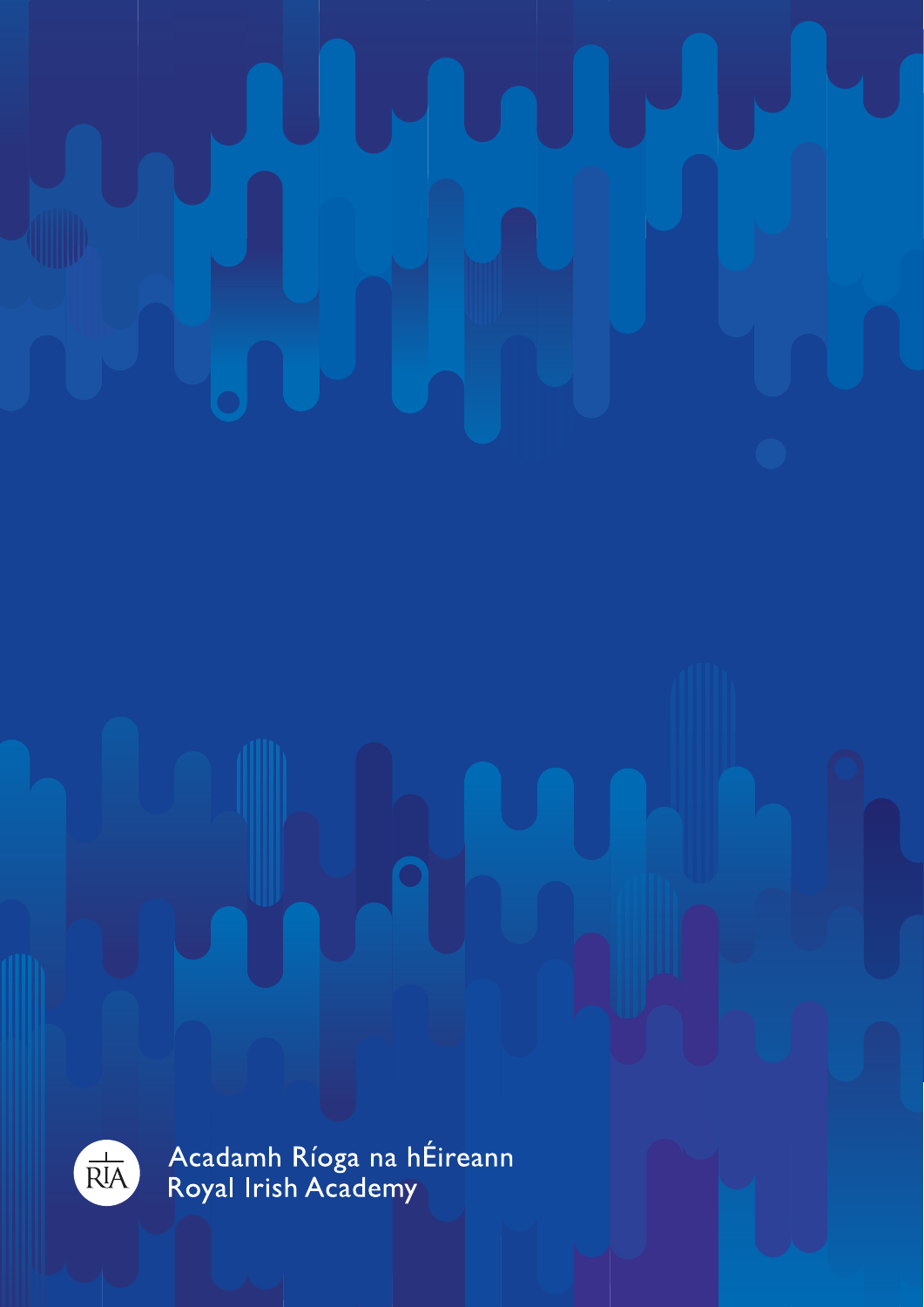Acadamh Ríoga na hÉireann
Royal Irish Academy